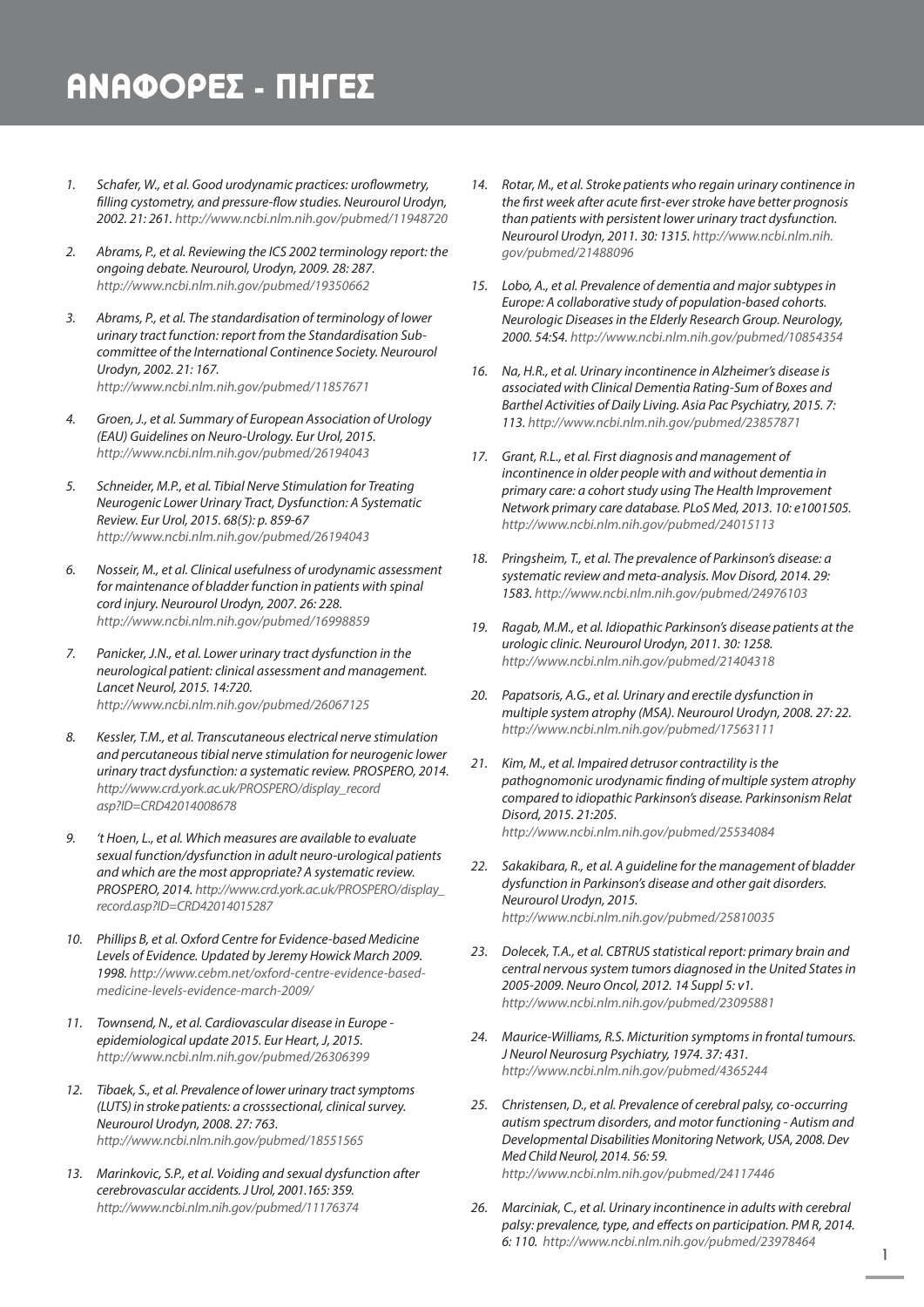# ΑΝΑΦΟΡΕΣ - ΠΗΓΕΣ

1. *Schafer, W., et al. Good urodynamic practices: uroflowmetry, filling cystometry, and pressure-flow studies. Neurourol Urodyn, 2002. 21: 261. http://www.ncbi.nlm.nih.gov/pubmed/11948720*

2. *Abrams, P., et al. Reviewing the ICS 2002 terminology report: the ongoing debate. Neurourol, Urodyn, 2009. 28: 287. http://www.ncbi.nlm.nih.gov/pubmed/19350662*

3. *Abrams, P., et al. The standardisation of terminology of lower urinary tract function: report from the Standardisation Sub-committee of the International Continence Society. Neurourol Urodyn, 2002. 21: 167. http://www.ncbi.nlm.nih.gov/pubmed/11857671*

4. *Groen, J., et al. Summary of European Association of Urology (EAU) Guidelines on Neuro-Urology. Eur Urol, 2015. http://www.ncbi.nlm.nih.gov/pubmed/26194043*

5. *Schneider, M.P., et al. Tibial Nerve Stimulation for Treating Neurogenic Lower Urinary Tract, Dysfunction: A Systematic Review. Eur Urol, 2015. 68(5): p. 859-67 http://www.ncbi.nlm.nih.gov/pubmed/26194043*

6. *Nosseir, M., et al. Clinical usefulness of urodynamic assessment for maintenance of bladder function in patients with spinal cord injury. Neurourol Urodyn, 2007. 26: 228. http://www.ncbi.nlm.nih.gov/pubmed/16998859*

7. *Panicker, J.N., et al. Lower urinary tract dysfunction in the neurological patient: clinical assessment and management. Lancet Neurol, 2015. 14:720. http://www.ncbi.nlm.nih.gov/pubmed/26067125*

8. *Kessler, T.M., et al. Transcutaneous electrical nerve stimulation and percutaneous tibial nerve stimulation for neurogenic lower urinary tract dysfunction: a systematic review. PROSPERO, 2014. http://www.crd.york.ac.uk/PROSPERO/display_record asp?ID=CRD42014008678*

9. *'t Hoen, L., et al. Which measures are available to evaluate sexual function/dysfunction in adult neuro-urological patients and which are the most appropriate? A systematic review. PROSPERO, 2014. http://www.crd.york.ac.uk/PROSPERO/display_record.asp?ID=CRD42014015287*

10. *Phillips B, et al. Oxford Centre for Evidence-based Medicine Levels of Evidence. Updated by Jeremy Howick March 2009. 1998. http://www.cebm.net/oxford-centre-evidence-based-medicine-levels-evidence-march-2009/*

11. *Townsend, N., et al. Cardiovascular disease in Europe - epidemiological update 2015. Eur Heart, J, 2015. http://www.ncbi.nlm.nih.gov/pubmed/26306399*

12. *Tibaek, S., et al. Prevalence of lower urinary tract symptoms (LUTS) in stroke patients: a crosssectional, clinical survey. Neurourol Urodyn, 2008. 27: 763. http://www.ncbi.nlm.nih.gov/pubmed/18551565*

13. *Marinkovic, S.P., et al. Voiding and sexual dysfunction after cerebrovascular accidents. J Urol, 2001.165: 359. http://www.ncbi.nlm.nih.gov/pubmed/11176374*

14. *Rotar, M., et al. Stroke patients who regain urinary continence in the first week after acute first-ever stroke have better prognosis than patients with persistent lower urinary tract dysfunction. Neurourol Urodyn, 2011. 30: 1315. http://www.ncbi.nlm.nih.gov/pubmed/21488096*

15. *Lobo, A., et al. Prevalence of dementia and major subtypes in Europe: A collaborative study of population-based cohorts. Neurologic Diseases in the Elderly Research Group. Neurology, 2000. 54:S4. http://www.ncbi.nlm.nih.gov/pubmed/10854354*

16. *Na, H.R., et al. Urinary incontinence in Alzheimer's disease is associated with Clinical Dementia Rating-Sum of Boxes and Barthel Activities of Daily Living. Asia Pac Psychiatry, 2015. 7: 113. http://www.ncbi.nlm.nih.gov/pubmed/23857871*

17. *Grant, R.L., et al. First diagnosis and management of incontinence in older people with and without dementia in primary care: a cohort study using The Health Improvement Network primary care database. PLoS Med, 2013. 10: e1001505. http://www.ncbi.nlm.nih.gov/pubmed/24015113*

18. *Pringsheim, T., et al. The prevalence of Parkinson's disease: a systematic review and meta-analysis. Mov Disord, 2014. 29: 1583. http://www.ncbi.nlm.nih.gov/pubmed/24976103*

19. *Ragab, M.M., et al. Idiopathic Parkinson's disease patients at the urologic clinic. Neurourol Urodyn, 2011. 30: 1258. http://www.ncbi.nlm.nih.gov/pubmed/21404318*

20. *Papatsoris, A.G., et al. Urinary and erectile dysfunction in multiple system atrophy (MSA). Neurourol Urodyn, 2008. 27: 22. http://www.ncbi.nlm.nih.gov/pubmed/17563111*

21. *Kim, M., et al. Impaired detrusor contractility is the pathognomonic urodynamic finding of multiple system atrophy compared to idiopathic Parkinson's disease. Parkinsonism Relat Disord, 2015. 21:205. http://www.ncbi.nlm.nih.gov/pubmed/25534084*

22. *Sakakibara, R., et al. A guideline for the management of bladder dysfunction in Parkinson's disease and other gait disorders. Neurourol Urodyn, 2015. http://www.ncbi.nlm.nih.gov/pubmed/25810035*

23. *Dolecek, T.A., et al. CBTRUS statistical report: primary brain and central nervous system tumors diagnosed in the United States in 2005-2009. Neuro Oncol, 2012. 14 Suppl 5: v1. http://www.ncbi.nlm.nih.gov/pubmed/23095881*

24. *Maurice-Williams, R.S. Micturition symptoms in frontal tumours. J Neurol Neurosurg Psychiatry, 1974. 37: 431. http://www.ncbi.nlm.nih.gov/pubmed/4365244*

25. *Christensen, D., et al. Prevalence of cerebral palsy, co-occurring autism spectrum disorders, and motor functioning - Autism and Developmental Disabilities Monitoring Network, USA, 2008. Dev Med Child Neurol, 2014. 56: 59. http://www.ncbi.nlm.nih.gov/pubmed/24117446*

26. *Marciniak, C., et al. Urinary incontinence in adults with cerebral palsy: prevalence, type, and effects on participation. PM R, 2014. 6: 110. http://www.ncbi.nlm.nih.gov/pubmed/23978464*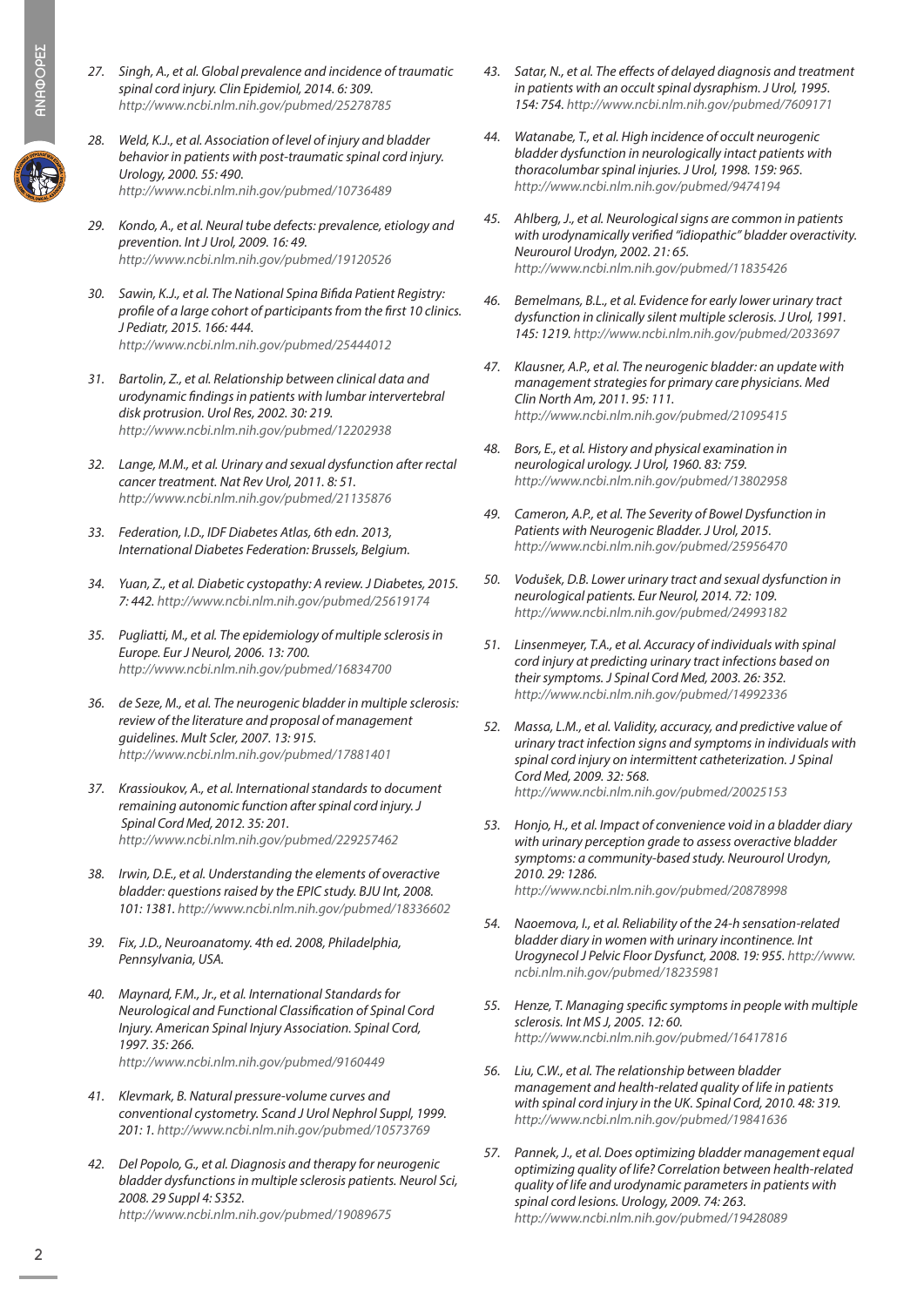27. *Singh, A., et al. Global prevalence and incidence of traumatic spinal cord injury. Clin Epidemiol, 2014. 6: 309. http://www.ncbi.nlm.nih.gov/pubmed/25278785*

28. *Weld, K.J., et al. Association of level of injury and bladder behavior in patients with post-traumatic spinal cord injury. Urology, 2000. 55: 490. http://www.ncbi.nlm.nih.gov/pubmed/10736489*

29. *Kondo, A., et al. Neural tube defects: prevalence, etiology and prevention. Int J Urol, 2009. 16: 49. http://www.ncbi.nlm.nih.gov/pubmed/19120526*

30. *Sawin, K.J., et al. The National Spina Bifida Patient Registry: profile of a large cohort of participants from the first 10 clinics. J Pediatr, 2015. 166: 444. http://www.ncbi.nlm.nih.gov/pubmed/25444012*

31. *Bartolin, Z., et al. Relationship between clinical data and urodynamic findings in patients with lumbar intervertebral disk protrusion. Urol Res, 2002. 30: 219. http://www.ncbi.nlm.nih.gov/pubmed/12202938*

32. *Lange, M.M., et al. Urinary and sexual dysfunction after rectal cancer treatment. Nat Rev Urol, 2011. 8: 51. http://www.ncbi.nlm.nih.gov/pubmed/21135876*

33. *Federation, I.D., IDF Diabetes Atlas, 6th edn. 2013, International Diabetes Federation: Brussels, Belgium.*

34. *Yuan, Z., et al. Diabetic cystopathy: A review. J Diabetes, 2015. 7: 442. http://www.ncbi.nlm.nih.gov/pubmed/25619174*

35. *Pugliatti, M., et al. The epidemiology of multiple sclerosis in Europe. Eur J Neurol, 2006. 13: 700. http://www.ncbi.nlm.nih.gov/pubmed/16834700*

36. *de Seze, M., et al. The neurogenic bladder in multiple sclerosis: review of the literature and proposal of management guidelines. Mult Scler, 2007. 13: 915. http://www.ncbi.nlm.nih.gov/pubmed/17881401*

37. *Krassioukov, A., et al. International standards to document remaining autonomic function after spinal cord injury. J Spinal Cord Med, 2012. 35: 201. http://www.ncbi.nlm.nih.gov/pubmed/229257462*

38. *Irwin, D.E., et al. Understanding the elements of overactive bladder: questions raised by the EPIC study. BJU Int, 2008. 101: 1381. http://www.ncbi.nlm.nih.gov/pubmed/18336602*

39. *Fix, J.D., Neuroanatomy. 4th ed. 2008, Philadelphia, Pennsylvania, USA.*

40. *Maynard, F.M., Jr., et al. International Standards for Neurological and Functional Classification of Spinal Cord Injury. American Spinal Injury Association. Spinal Cord, 1997. 35: 266. http://www.ncbi.nlm.nih.gov/pubmed/9160449*

41. *Klevmark, B. Natural pressure-volume curves and conventional cystometry. Scand J Urol Nephrol Suppl, 1999. 201: 1. http://www.ncbi.nlm.nih.gov/pubmed/10573769*

42. *Del Popolo, G., et al. Diagnosis and therapy for neurogenic bladder dysfunctions in multiple sclerosis patients. Neurol Sci, 2008. 29 Suppl 4: S352. http://www.ncbi.nlm.nih.gov/pubmed/19089675*

43. *Satar, N., et al. The effects of delayed diagnosis and treatment in patients with an occult spinal dysraphism. J Urol, 1995. 154: 754. http://www.ncbi.nlm.nih.gov/pubmed/7609171*

44. *Watanabe, T., et al. High incidence of occult neurogenic bladder dysfunction in neurologically intact patients with thoracolumbar spinal injuries. J Urol, 1998. 159: 965. http://www.ncbi.nlm.nih.gov/pubmed/9474194*

45. *Ahlberg, J., et al. Neurological signs are common in patients with urodynamically verified "idiopathic" bladder overactivity. Neurourol Urodyn, 2002. 21: 65. http://www.ncbi.nlm.nih.gov/pubmed/11835426*

46. *Bemelmans, B.L., et al. Evidence for early lower urinary tract dysfunction in clinically silent multiple sclerosis. J Urol, 1991. 145: 1219. http://www.ncbi.nlm.nih.gov/pubmed/2033697*

47. *Klausner, A.P., et al. The neurogenic bladder: an update with management strategies for primary care physicians. Med Clin North Am, 2011. 95: 111. http://www.ncbi.nlm.nih.gov/pubmed/21095415*

48. *Bors, E., et al. History and physical examination in neurological urology. J Urol, 1960. 83: 759. http://www.ncbi.nlm.nih.gov/pubmed/13802958*

49. *Cameron, A.P., et al. The Severity of Bowel Dysfunction in Patients with Neurogenic Bladder. J Urol, 2015. http://www.ncbi.nlm.nih.gov/pubmed/25956470*

50. *Vodušek, D.B. Lower urinary tract and sexual dysfunction in neurological patients. Eur Neurol, 2014. 72: 109. http://www.ncbi.nlm.nih.gov/pubmed/24993182*

51. *Linsenmeyer, T.A., et al. Accuracy of individuals with spinal cord injury at predicting urinary tract infections based on their symptoms. J Spinal Cord Med, 2003. 26: 352. http://www.ncbi.nlm.nih.gov/pubmed/14992336*

52. *Massa, L.M., et al. Validity, accuracy, and predictive value of urinary tract infection signs and symptoms in individuals with spinal cord injury on intermittent catheterization. J Spinal Cord Med, 2009. 32: 568. http://www.ncbi.nlm.nih.gov/pubmed/20025153*

53. *Honjo, H., et al. Impact of convenience void in a bladder diary with urinary perception grade to assess overactive bladder symptoms: a community-based study. Neurourol Urodyn, 2010. 29: 1286. http://www.ncbi.nlm.nih.gov/pubmed/20878998*

54. *Naoemova, I., et al. Reliability of the 24-h sensation-related bladder diary in women with urinary incontinence. Int Urogynecol J Pelvic Floor Dysfunct, 2008. 19: 955. http://www.ncbi.nlm.nih.gov/pubmed/18235981*

55. *Henze, T. Managing specific symptoms in people with multiple sclerosis. Int MS J, 2005. 12: 60. http://www.ncbi.nlm.nih.gov/pubmed/16417816*

56. *Liu, C.W., et al. The relationship between bladder management and health-related quality of life in patients with spinal cord injury in the UK. Spinal Cord, 2010. 48: 319. http://www.ncbi.nlm.nih.gov/pubmed/19841636*

57. *Pannek, J., et al. Does optimizing bladder management equal optimizing quality of life? Correlation between health-related quality of life and urodynamic parameters in patients with spinal cord lesions. Urology, 2009. 74: 263. http://www.ncbi.nlm.nih.gov/pubmed/19428089*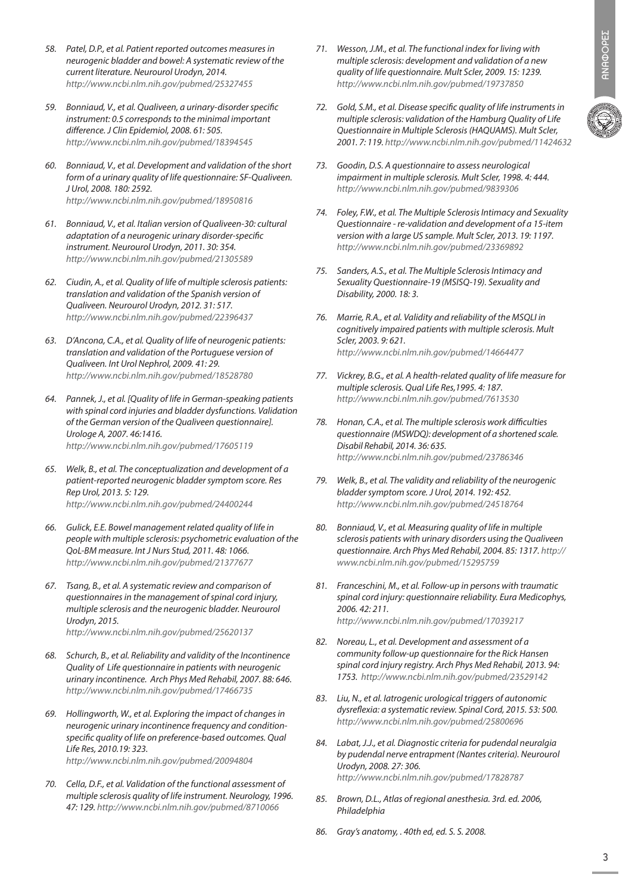58. *Patel, D.P., et al. Patient reported outcomes measures in neurogenic bladder and bowel: A systematic review of the current literature. Neurourol Urodyn, 2014. http://www.ncbi.nlm.nih.gov/pubmed/25327455*

59. *Bonniaud, V., et al. Qualiveen, a urinary-disorder specific instrument: 0.5 corresponds to the minimal important difference. J Clin Epidemiol, 2008. 61: 505. http://www.ncbi.nlm.nih.gov/pubmed/18394545*

60. *Bonniaud, V., et al. Development and validation of the short form of a urinary quality of life questionnaire: SF-Qualiveen. J Urol, 2008. 180: 2592. http://www.ncbi.nlm.nih.gov/pubmed/18950816*

61. *Bonniaud, V., et al. Italian version of Qualiveen-30: cultural adaptation of a neurogenic urinary disorder-specific instrument. Neurourol Urodyn, 2011. 30: 354. http://www.ncbi.nlm.nih.gov/pubmed/21305589*

62. *Ciudin, A., et al. Quality of life of multiple sclerosis patients: translation and validation of the Spanish version of Qualiveen. Neurourol Urodyn, 2012. 31: 517. http://www.ncbi.nlm.nih.gov/pubmed/22396437*

63. *D'Ancona, C.A., et al. Quality of life of neurogenic patients: translation and validation of the Portuguese version of Qualiveen. Int Urol Nephrol, 2009. 41: 29. http://www.ncbi.nlm.nih.gov/pubmed/18528780*

64. *Pannek, J., et al. [Quality of life in German-speaking patients with spinal cord injuries and bladder dysfunctions. Validation of the German version of the Qualiveen questionnaire]. Urologe A, 2007. 46:1416. http://www.ncbi.nlm.nih.gov/pubmed/17605119*

65. *Welk, B., et al. The conceptualization and development of a patient-reported neurogenic bladder symptom score. Res Rep Urol, 2013. 5: 129. http://www.ncbi.nlm.nih.gov/pubmed/24400244*

66. *Gulick, E.E. Bowel management related quality of life in people with multiple sclerosis: psychometric evaluation of the QoL-BM measure. Int J Nurs Stud, 2011. 48: 1066. http://www.ncbi.nlm.nih.gov/pubmed/21377677*

67. *Tsang, B., et al. A systematic review and comparison of questionnaires in the management of spinal cord injury, multiple sclerosis and the neurogenic bladder. Neurourol Urodyn, 2015. http://www.ncbi.nlm.nih.gov/pubmed/25620137*

68. *Schurch, B., et al. Reliability and validity of the Incontinence Quality of Life questionnaire in patients with neurogenic urinary incontinence. Arch Phys Med Rehabil, 2007. 88: 646. http://www.ncbi.nlm.nih.gov/pubmed/17466735*

69. *Hollingworth, W., et al. Exploring the impact of changes in neurogenic urinary incontinence frequency and condition-specific quality of life on preference-based outcomes. Qual Life Res, 2010.19: 323. http://www.ncbi.nlm.nih.gov/pubmed/20094804*

70. *Cella, D.F., et al. Validation of the functional assessment of multiple sclerosis quality of life instrument. Neurology, 1996. 47: 129. http://www.ncbi.nlm.nih.gov/pubmed/8710066*

71. *Wesson, J.M., et al. The functional index for living with multiple sclerosis: development and validation of a new quality of life questionnaire. Mult Scler, 2009. 15: 1239. http://www.ncbi.nlm.nih.gov/pubmed/19737850*

72. *Gold, S.M., et al. Disease specific quality of life instruments in multiple sclerosis: validation of the Hamburg Quality of Life Questionnaire in Multiple Sclerosis (HAQUAMS). Mult Scler, 2001. 7: 119. http://www.ncbi.nlm.nih.gov/pubmed/11424632*

73. *Goodin, D.S. A questionnaire to assess neurological impairment in multiple sclerosis. Mult Scler, 1998. 4: 444. http://www.ncbi.nlm.nih.gov/pubmed/9839306*

74. *Foley, F.W., et al. The Multiple Sclerosis Intimacy and Sexuality Questionnaire - re-validation and development of a 15-item version with a large US sample. Mult Scler, 2013. 19: 1197. http://www.ncbi.nlm.nih.gov/pubmed/23369892*

75. *Sanders, A.S., et al. The Multiple Sclerosis Intimacy and Sexuality Questionnaire-19 (MSISQ-19). Sexuality and Disability, 2000. 18: 3.*

76. *Marrie, R.A., et al. Validity and reliability of the MSQLI in cognitively impaired patients with multiple sclerosis. Mult Scler, 2003. 9: 621. http://www.ncbi.nlm.nih.gov/pubmed/14664477*

77. *Vickrey, B.G., et al. A health-related quality of life measure for multiple sclerosis. Qual Life Res,1995. 4: 187. http://www.ncbi.nlm.nih.gov/pubmed/7613530*

78. *Honan, C.A., et al. The multiple sclerosis work difficulties questionnaire (MSWDQ): development of a shortened scale. Disabil Rehabil, 2014. 36: 635. http://www.ncbi.nlm.nih.gov/pubmed/23786346*

79. *Welk, B., et al. The validity and reliability of the neurogenic bladder symptom score. J Urol, 2014. 192: 452. http://www.ncbi.nlm.nih.gov/pubmed/24518764*

80. *Bonniaud, V., et al. Measuring quality of life in multiple sclerosis patients with urinary disorders using the Qualiveen questionnaire. Arch Phys Med Rehabil, 2004. 85: 1317. http://www.ncbi.nlm.nih.gov/pubmed/15295759*

81. *Franceschini, M., et al. Follow-up in persons with traumatic spinal cord injury: questionnaire reliability. Eura Medicophys, 2006. 42: 211. http://www.ncbi.nlm.nih.gov/pubmed/17039217*

82. *Noreau, L., et al. Development and assessment of a community follow-up questionnaire for the Rick Hansen spinal cord injury registry. Arch Phys Med Rehabil, 2013. 94: 1753. http://www.ncbi.nlm.nih.gov/pubmed/23529142*

83. *Liu, N., et al. Iatrogenic urological triggers of autonomic dysreflexia: a systematic review. Spinal Cord, 2015. 53: 500. http://www.ncbi.nlm.nih.gov/pubmed/25800696*

84. *Labat, J.J., et al. Diagnostic criteria for pudendal neuralgia by pudendal nerve entrapment (Nantes criteria). Neurourol Urodyn, 2008. 27: 306. http://www.ncbi.nlm.nih.gov/pubmed/17828787*

85. *Brown, D.L., Atlas of regional anesthesia. 3rd. ed. 2006, Philadelphia*

86. *Gray's anatomy, . 40th ed, ed. S. S. 2008.*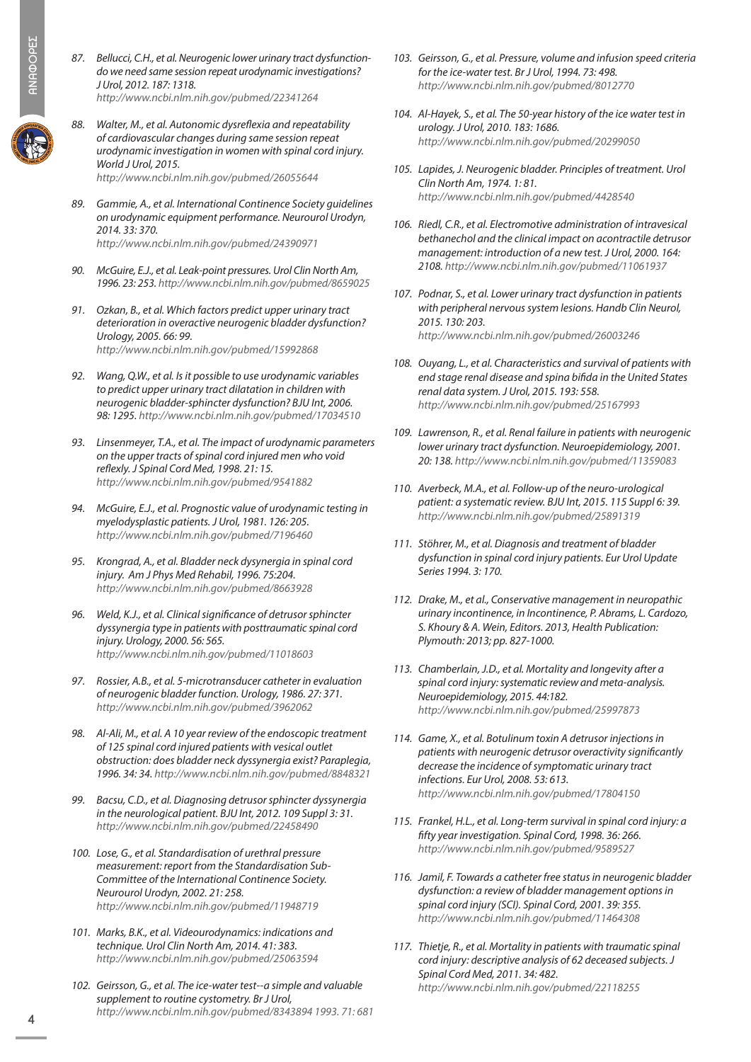87. *Bellucci, C.H., et al. Neurogenic lower urinary tract dysfunction-do we need same session repeat urodynamic investigations? J Urol, 2012. 187: 1318. http://www.ncbi.nlm.nih.gov/pubmed/22341264*

88. *Walter, M., et al. Autonomic dysreflexia and repeatability of cardiovascular changes during same session repeat urodynamic investigation in women with spinal cord injury. World J Urol, 2015. http://www.ncbi.nlm.nih.gov/pubmed/26055644*

89. *Gammie, A., et al. International Continence Society guidelines on urodynamic equipment performance. Neurourol Urodyn, 2014. 33: 370. http://www.ncbi.nlm.nih.gov/pubmed/24390971*

90. *McGuire, E.J., et al. Leak-point pressures. Urol Clin North Am, 1996. 23: 253. http://www.ncbi.nlm.nih.gov/pubmed/8659025*

91. *Ozkan, B., et al. Which factors predict upper urinary tract deterioration in overactive neurogenic bladder dysfunction? Urology, 2005. 66: 99. http://www.ncbi.nlm.nih.gov/pubmed/15992868*

92. *Wang, Q.W., et al. Is it possible to use urodynamic variables to predict upper urinary tract dilatation in children with neurogenic bladder-sphincter dysfunction? BJU Int, 2006. 98: 1295. http://www.ncbi.nlm.nih.gov/pubmed/17034510*

93. *Linsenmeyer, T.A., et al. The impact of urodynamic parameters on the upper tracts of spinal cord injured men who void reflexly. J Spinal Cord Med, 1998. 21: 15. http://www.ncbi.nlm.nih.gov/pubmed/9541882*

94. *McGuire, E.J., et al. Prognostic value of urodynamic testing in myelodysplastic patients. J Urol, 1981. 126: 205. http://www.ncbi.nlm.nih.gov/pubmed/7196460*

95. *Krongrad, A., et al. Bladder neck dysynergia in spinal cord injury. Am J Phys Med Rehabil, 1996. 75:204. http://www.ncbi.nlm.nih.gov/pubmed/8663928*

96. *Weld, K.J., et al. Clinical significance of detrusor sphincter dyssynergia type in patients with posttraumatic spinal cord injury. Urology, 2000. 56: 565. http://www.ncbi.nlm.nih.gov/pubmed/11018603*

97. *Rossier, A.B., et al. 5-microtransducer catheter in evaluation of neurogenic bladder function. Urology, 1986. 27: 371. http://www.ncbi.nlm.nih.gov/pubmed/3962062*

98. *Al-Ali, M., et al. A 10 year review of the endoscopic treatment of 125 spinal cord injured patients with vesical outlet obstruction: does bladder neck dyssynergia exist? Paraplegia, 1996. 34: 34. http://www.ncbi.nlm.nih.gov/pubmed/8848321*

99. *Bacsu, C.D., et al. Diagnosing detrusor sphincter dyssynergia in the neurological patient. BJU Int, 2012. 109 Suppl 3: 31. http://www.ncbi.nlm.nih.gov/pubmed/22458490*

100. *Lose, G., et al. Standardisation of urethral pressure measurement: report from the Standardisation Sub-Committee of the International Continence Society. Neurourol Urodyn, 2002. 21: 258. http://www.ncbi.nlm.nih.gov/pubmed/11948719*

101. *Marks, B.K., et al. Videourodynamics: indications and technique. Urol Clin North Am, 2014. 41: 383. http://www.ncbi.nlm.nih.gov/pubmed/25063594*

102. *Geirsson, G., et al. The ice-water test--a simple and valuable supplement to routine cystometry. Br J Urol, http://www.ncbi.nlm.nih.gov/pubmed/8343894 1993. 71: 681*

103. *Geirsson, G., et al. Pressure, volume and infusion speed criteria for the ice-water test. Br J Urol, 1994. 73: 498. http://www.ncbi.nlm.nih.gov/pubmed/8012770*

104. *Al-Hayek, S., et al. The 50-year history of the ice water test in urology. J Urol, 2010. 183: 1686. http://www.ncbi.nlm.nih.gov/pubmed/20299050*

105. *Lapides, J. Neurogenic bladder. Principles of treatment. Urol Clin North Am, 1974. 1: 81. http://www.ncbi.nlm.nih.gov/pubmed/4428540*

106. *Riedl, C.R., et al. Electromotive administration of intravesical bethanechol and the clinical impact on acontractile detrusor management: introduction of a new test. J Urol, 2000. 164: 2108. http://www.ncbi.nlm.nih.gov/pubmed/11061937*

107. *Podnar, S., et al. Lower urinary tract dysfunction in patients with peripheral nervous system lesions. Handb Clin Neurol, 2015. 130: 203. http://www.ncbi.nlm.nih.gov/pubmed/26003246*

108. *Ouyang, L., et al. Characteristics and survival of patients with end stage renal disease and spina bifida in the United States renal data system. J Urol, 2015. 193: 558. http://www.ncbi.nlm.nih.gov/pubmed/25167993*

109. *Lawrenson, R., et al. Renal failure in patients with neurogenic lower urinary tract dysfunction. Neuroepidemiology, 2001. 20: 138. http://www.ncbi.nlm.nih.gov/pubmed/11359083*

110. *Averbeck, M.A., et al. Follow-up of the neuro-urological patient: a systematic review. BJU Int, 2015. 115 Suppl 6: 39. http://www.ncbi.nlm.nih.gov/pubmed/25891319*

111. *Stöhrer, M., et al. Diagnosis and treatment of bladder dysfunction in spinal cord injury patients. Eur Urol Update Series 1994. 3: 170.*

112. *Drake, M., et al., Conservative management in neuropathic urinary incontinence, in Incontinence, P. Abrams, L. Cardozo, S. Khoury & A. Wein, Editors. 2013, Health Publication: Plymouth: 2013; pp. 827-1000.*

113. *Chamberlain, J.D., et al. Mortality and longevity after a spinal cord injury: systematic review and meta-analysis. Neuroepidemiology, 2015. 44:182. http://www.ncbi.nlm.nih.gov/pubmed/25997873*

114. *Game, X., et al. Botulinum toxin A detrusor injections in patients with neurogenic detrusor overactivity significantly decrease the incidence of symptomatic urinary tract infections. Eur Urol, 2008. 53: 613. http://www.ncbi.nlm.nih.gov/pubmed/17804150*

115. *Frankel, H.L., et al. Long-term survival in spinal cord injury: a fifty year investigation. Spinal Cord, 1998. 36: 266. http://www.ncbi.nlm.nih.gov/pubmed/9589527*

116. *Jamil, F. Towards a catheter free status in neurogenic bladder dysfunction: a review of bladder management options in spinal cord injury (SCI). Spinal Cord, 2001. 39: 355. http://www.ncbi.nlm.nih.gov/pubmed/11464308*

117. *Thietje, R., et al. Mortality in patients with traumatic spinal cord injury: descriptive analysis of 62 deceased subjects. J Spinal Cord Med, 2011. 34: 482. http://www.ncbi.nlm.nih.gov/pubmed/22118255*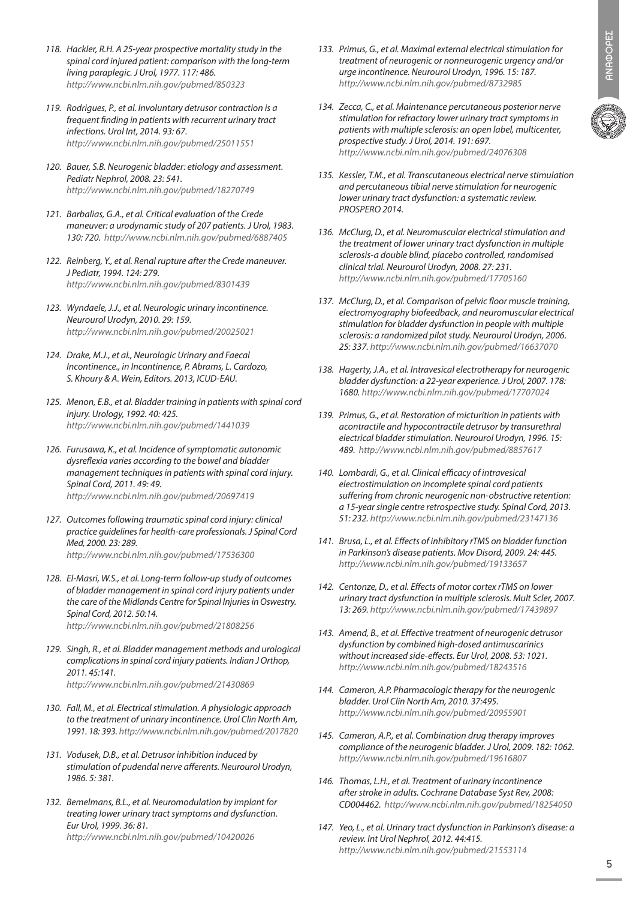118. *Hackler, R.H. A 25-year prospective mortality study in the spinal cord injured patient: comparison with the long-term living paraplegic. J Urol, 1977. 117: 486. http://www.ncbi.nlm.nih.gov/pubmed/850323*

119. *Rodrigues, P., et al. Involuntary detrusor contraction is a frequent finding in patients with recurrent urinary tract infections. Urol Int, 2014. 93: 67. http://www.ncbi.nlm.nih.gov/pubmed/25011551*

120. *Bauer, S.B. Neurogenic bladder: etiology and assessment. Pediatr Nephrol, 2008. 23: 541. http://www.ncbi.nlm.nih.gov/pubmed/18270749*

121. *Barbalias, G.A., et al. Critical evaluation of the Crede maneuver: a urodynamic study of 207 patients. J Urol, 1983. 130: 720. http://www.ncbi.nlm.nih.gov/pubmed/6887405*

122. *Reinberg, Y., et al. Renal rupture after the Crede maneuver. J Pediatr, 1994. 124: 279. http://www.ncbi.nlm.nih.gov/pubmed/8301439*

123. *Wyndaele, J.J., et al. Neurologic urinary incontinence. Neurourol Urodyn, 2010. 29: 159. http://www.ncbi.nlm.nih.gov/pubmed/20025021*

124. *Drake, M.J., et al., Neurologic Urinary and Faecal Incontinence., in Incontinence, P. Abrams, L. Cardozo, S. Khoury & A. Wein, Editors. 2013, ICUD-EAU.*

125. *Menon, E.B., et al. Bladder training in patients with spinal cord injury. Urology, 1992. 40: 425. http://www.ncbi.nlm.nih.gov/pubmed/1441039*

126. *Furusawa, K., et al. Incidence of symptomatic autonomic dysreflexia varies according to the bowel and bladder management techniques in patients with spinal cord injury. Spinal Cord, 2011. 49: 49. http://www.ncbi.nlm.nih.gov/pubmed/20697419*

127. *Outcomes following traumatic spinal cord injury: clinical practice guidelines for health-care professionals. J Spinal Cord Med, 2000. 23: 289. http://www.ncbi.nlm.nih.gov/pubmed/17536300*

128. *El-Masri, W.S., et al. Long-term follow-up study of outcomes of bladder management in spinal cord injury patients under the care of the Midlands Centre for Spinal Injuries in Oswestry. Spinal Cord, 2012. 50:14. http://www.ncbi.nlm.nih.gov/pubmed/21808256*

129. *Singh, R., et al. Bladder management methods and urological complications in spinal cord injury patients. Indian J Orthop, 2011. 45:141. http://www.ncbi.nlm.nih.gov/pubmed/21430869*

130. *Fall, M., et al. Electrical stimulation. A physiologic approach to the treatment of urinary incontinence. Urol Clin North Am, 1991. 18: 393. http://www.ncbi.nlm.nih.gov/pubmed/2017820*

131. *Vodusek, D.B., et al. Detrusor inhibition induced by stimulation of pudendal nerve afferents. Neurourol Urodyn, 1986. 5: 381.*

132. *Bemelmans, B.L., et al. Neuromodulation by implant for treating lower urinary tract symptoms and dysfunction. Eur Urol, 1999. 36: 81. http://www.ncbi.nlm.nih.gov/pubmed/10420026*

133. *Primus, G., et al. Maximal external electrical stimulation for treatment of neurogenic or nonneurogenic urgency and/or urge incontinence. Neurourol Urodyn, 1996. 15: 187. http://www.ncbi.nlm.nih.gov/pubmed/8732985*

134. *Zecca, C., et al. Maintenance percutaneous posterior nerve stimulation for refractory lower urinary tract symptoms in patients with multiple sclerosis: an open label, multicenter, prospective study. J Urol, 2014. 191: 697. http://www.ncbi.nlm.nih.gov/pubmed/24076308*

135. *Kessler, T.M., et al. Transcutaneous electrical nerve stimulation and percutaneous tibial nerve stimulation for neurogenic lower urinary tract dysfunction: a systematic review. PROSPERO 2014.*

136. *McClurg, D., et al. Neuromuscular electrical stimulation and the treatment of lower urinary tract dysfunction in multiple sclerosis-a double blind, placebo controlled, randomised clinical trial. Neurourol Urodyn, 2008. 27: 231. http://www.ncbi.nlm.nih.gov/pubmed/17705160*

137. *McClurg, D., et al. Comparison of pelvic floor muscle training, electromyography biofeedback, and neuromuscular electrical stimulation for bladder dysfunction in people with multiple sclerosis: a randomized pilot study. Neurourol Urodyn, 2006. 25: 337. http://www.ncbi.nlm.nih.gov/pubmed/16637070*

138. *Hagerty, J.A., et al. Intravesical electrotherapy for neurogenic bladder dysfunction: a 22-year experience. J Urol, 2007. 178: 1680. http://www.ncbi.nlm.nih.gov/pubmed/17707024*

139. *Primus, G., et al. Restoration of micturition in patients with acontractile and hypocontractile detrusor by transurethral electrical bladder stimulation. Neurourol Urodyn, 1996. 15: 489. http://www.ncbi.nlm.nih.gov/pubmed/8857617*

140. *Lombardi, G., et al. Clinical efficacy of intravesical electrostimulation on incomplete spinal cord patients suffering from chronic neurogenic non-obstructive retention: a 15-year single centre retrospective study. Spinal Cord, 2013. 51: 232. http://www.ncbi.nlm.nih.gov/pubmed/23147136*

141. *Brusa, L., et al. Effects of inhibitory rTMS on bladder function in Parkinson's disease patients. Mov Disord, 2009. 24: 445. http://www.ncbi.nlm.nih.gov/pubmed/19133657*

142. *Centonze, D., et al. Effects of motor cortex rTMS on lower urinary tract dysfunction in multiple sclerosis. Mult Scler, 2007. 13: 269. http://www.ncbi.nlm.nih.gov/pubmed/17439897*

143. *Amend, B., et al. Effective treatment of neurogenic detrusor dysfunction by combined high-dosed antimuscarinics without increased side-effects. Eur Urol, 2008. 53: 1021. http://www.ncbi.nlm.nih.gov/pubmed/18243516*

144. *Cameron, A.P. Pharmacologic therapy for the neurogenic bladder. Urol Clin North Am, 2010. 37:495. http://www.ncbi.nlm.nih.gov/pubmed/20955901*

145. *Cameron, A.P., et al. Combination drug therapy improves compliance of the neurogenic bladder. J Urol, 2009. 182: 1062. http://www.ncbi.nlm.nih.gov/pubmed/19616807*

146. *Thomas, L.H., et al. Treatment of urinary incontinence after stroke in adults. Cochrane Database Syst Rev, 2008: CD004462. http://www.ncbi.nlm.nih.gov/pubmed/18254050*

147. *Yeo, L., et al. Urinary tract dysfunction in Parkinson's disease: a review. Int Urol Nephrol, 2012. 44:415. http://www.ncbi.nlm.nih.gov/pubmed/21553114*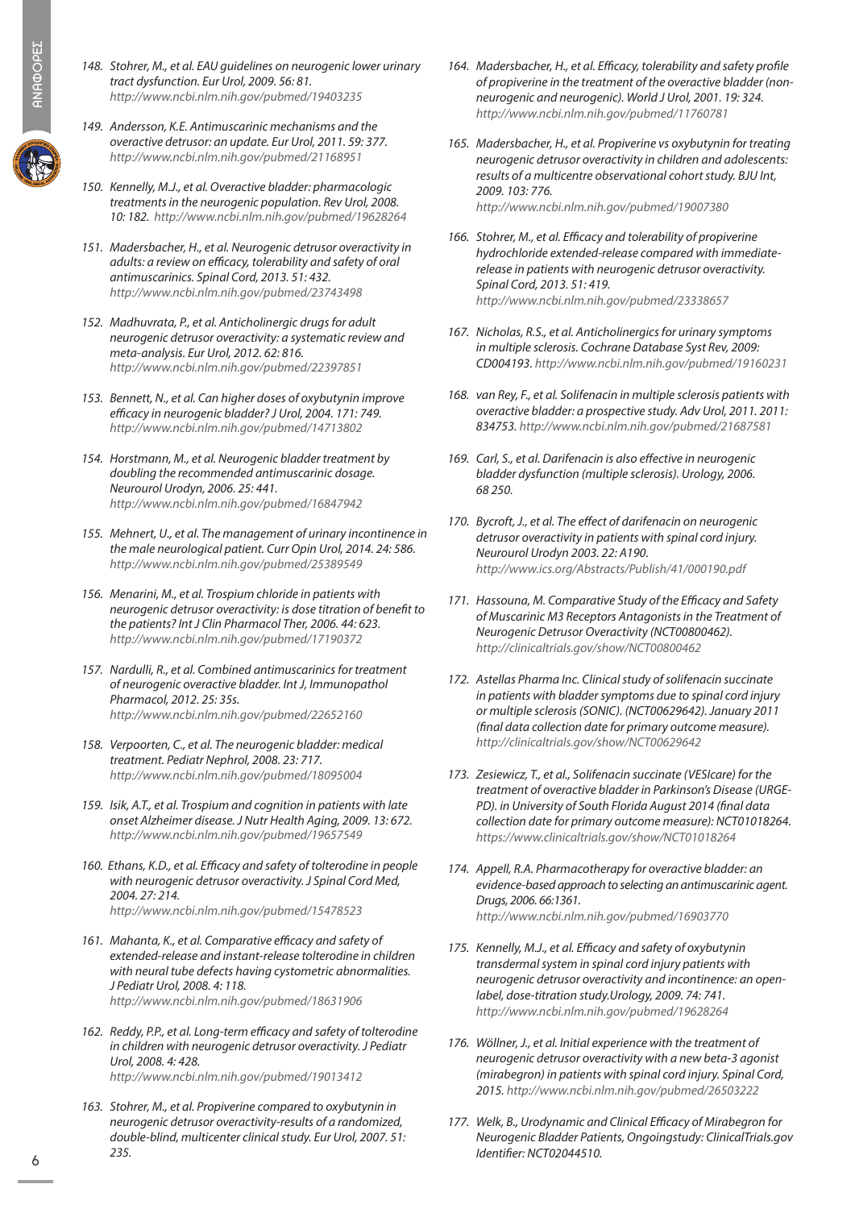148. *Stohrer, M., et al. EAU guidelines on neurogenic lower urinary tract dysfunction. Eur Urol, 2009. 56: 81. http://www.ncbi.nlm.nih.gov/pubmed/19403235*

149. *Andersson, K.E. Antimuscarinic mechanisms and the overactive detrusor: an update. Eur Urol, 2011. 59: 377. http://www.ncbi.nlm.nih.gov/pubmed/21168951*

150. *Kennelly, M.J., et al. Overactive bladder: pharmacologic treatments in the neurogenic population. Rev Urol, 2008. 10: 182. http://www.ncbi.nlm.nih.gov/pubmed/19628264*

151. *Madersbacher, H., et al. Neurogenic detrusor overactivity in adults: a review on efficacy, tolerability and safety of oral antimuscarinics. Spinal Cord, 2013. 51: 432. http://www.ncbi.nlm.nih.gov/pubmed/23743498*

152. *Madhuvrata, P., et al. Anticholinergic drugs for adult neurogenic detrusor overactivity: a systematic review and meta-analysis. Eur Urol, 2012. 62: 816. http://www.ncbi.nlm.nih.gov/pubmed/22397851*

153. *Bennett, N., et al. Can higher doses of oxybutynin improve efficacy in neurogenic bladder? J Urol, 2004. 171: 749. http://www.ncbi.nlm.nih.gov/pubmed/14713802*

154. *Horstmann, M., et al. Neurogenic bladder treatment by doubling the recommended antimuscarinic dosage. Neurourol Urodyn, 2006. 25: 441. http://www.ncbi.nlm.nih.gov/pubmed/16847942*

155. *Mehnert, U., et al. The management of urinary incontinence in the male neurological patient. Curr Opin Urol, 2014. 24: 586. http://www.ncbi.nlm.nih.gov/pubmed/25389549*

156. *Menarini, M., et al. Trospium chloride in patients with neurogenic detrusor overactivity: is dose titration of benefit to the patients? Int J Clin Pharmacol Ther, 2006. 44: 623. http://www.ncbi.nlm.nih.gov/pubmed/17190372*

157. *Nardulli, R., et al. Combined antimuscarinics for treatment of neurogenic overactive bladder. Int J, Immunopathol Pharmacol, 2012. 25: 35s. http://www.ncbi.nlm.nih.gov/pubmed/22652160*

158. *Verpoorten, C., et al. The neurogenic bladder: medical treatment. Pediatr Nephrol, 2008. 23: 717. http://www.ncbi.nlm.nih.gov/pubmed/18095004*

159. *Isik, A.T., et al. Trospium and cognition in patients with late onset Alzheimer disease. J Nutr Health Aging, 2009. 13: 672. http://www.ncbi.nlm.nih.gov/pubmed/19657549*

160. *Ethans, K.D., et al. Efficacy and safety of tolterodine in people with neurogenic detrusor overactivity. J Spinal Cord Med, 2004. 27: 214. http://www.ncbi.nlm.nih.gov/pubmed/15478523*

161. *Mahanta, K., et al. Comparative efficacy and safety of extended-release and instant-release tolterodine in children with neural tube defects having cystometric abnormalities. J Pediatr Urol, 2008. 4: 118. http://www.ncbi.nlm.nih.gov/pubmed/18631906*

162. *Reddy, P.P., et al. Long-term efficacy and safety of tolterodine in children with neurogenic detrusor overactivity. J Pediatr Urol, 2008. 4: 428. http://www.ncbi.nlm.nih.gov/pubmed/19013412*

163. *Stohrer, M., et al. Propiverine compared to oxybutynin in neurogenic detrusor overactivity-results of a randomized, double-blind, multicenter clinical study. Eur Urol, 2007. 51: 235.*

164. *Madersbacher, H., et al. Efficacy, tolerability and safety profile of propiverine in the treatment of the overactive bladder (non-neurogenic and neurogenic). World J Urol, 2001. 19: 324. http://www.ncbi.nlm.nih.gov/pubmed/11760781*

165. *Madersbacher, H., et al. Propiverine vs oxybutynin for treating neurogenic detrusor overactivity in children and adolescents: results of a multicentre observational cohort study. BJU Int, 2009. 103: 776. http://www.ncbi.nlm.nih.gov/pubmed/19007380*

166. *Stohrer, M., et al. Efficacy and tolerability of propiverine hydrochloride extended-release compared with immediate-release in patients with neurogenic detrusor overactivity. Spinal Cord, 2013. 51: 419. http://www.ncbi.nlm.nih.gov/pubmed/23338657*

167. *Nicholas, R.S., et al. Anticholinergics for urinary symptoms in multiple sclerosis. Cochrane Database Syst Rev, 2009: CD004193. http://www.ncbi.nlm.nih.gov/pubmed/19160231*

168. *van Rey, F., et al. Solifenacin in multiple sclerosis patients with overactive bladder: a prospective study. Adv Urol, 2011. 2011: 834753. http://www.ncbi.nlm.nih.gov/pubmed/21687581*

169. *Carl, S., et al. Darifenacin is also effective in neurogenic bladder dysfunction (multiple sclerosis). Urology, 2006. 68 250.*

170. *Bycroft, J., et al. The effect of darifenacin on neurogenic detrusor overactivity in patients with spinal cord injury. Neurourol Urodyn 2003. 22: A190. http://www.ics.org/Abstracts/Publish/41/000190.pdf*

171. *Hassouna, M. Comparative Study of the Efficacy and Safety of Muscarinic M3 Receptors Antagonists in the Treatment of Neurogenic Detrusor Overactivity (NCT00800462). http://clinicaltrials.gov/show/NCT00800462*

172. *Astellas Pharma Inc. Clinical study of solifenacin succinate in patients with bladder symptoms due to spinal cord injury or multiple sclerosis (SONIC). (NCT00629642). January 2011 (final data collection date for primary outcome measure). http://clinicaltrials.gov/show/NCT00629642*

173. *Zesiewicz, T., et al., Solifenacin succinate (VESIcare) for the treatment of overactive bladder in Parkinson's Disease (URGE-PD). in University of South Florida August 2014 (final data collection date for primary outcome measure): NCT01018264. https://www.clinicaltrials.gov/show/NCT01018264*

174. *Appell, R.A. Pharmacotherapy for overactive bladder: an evidence-based approach to selecting an antimuscarinic agent. Drugs, 2006. 66:1361. http://www.ncbi.nlm.nih.gov/pubmed/16903770*

175. *Kennelly, M.J., et al. Efficacy and safety of oxybutynin transdermal system in spinal cord injury patients with neurogenic detrusor overactivity and incontinence: an open-label, dose-titration study.Urology, 2009. 74: 741. http://www.ncbi.nlm.nih.gov/pubmed/19628264*

176. *Wöllner, J., et al. Initial experience with the treatment of neurogenic detrusor overactivity with a new beta-3 agonist (mirabegron) in patients with spinal cord injury. Spinal Cord, 2015. http://www.ncbi.nlm.nih.gov/pubmed/26503222*

177. *Welk, B., Urodynamic and Clinical Efficacy of Mirabegron for Neurogenic Bladder Patients, Ongoingstudy: ClinicalTrials.gov Identifier: NCT02044510.*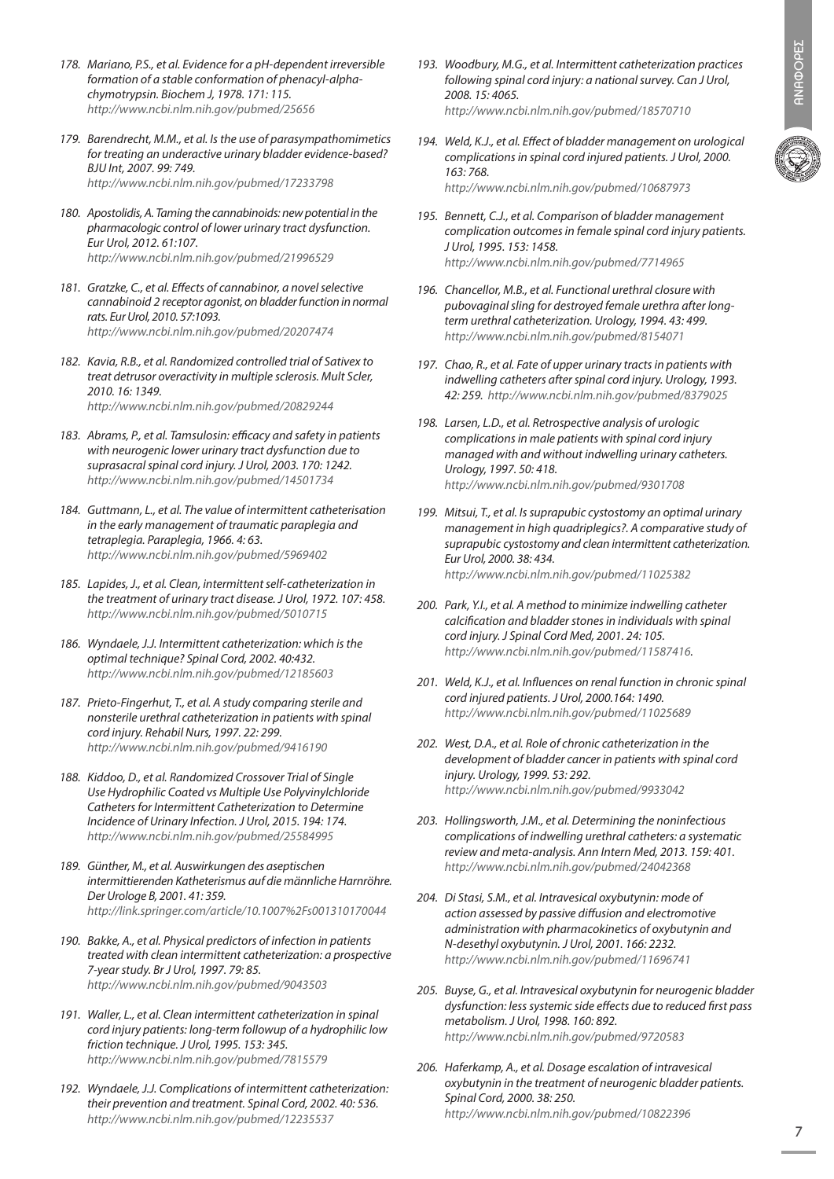178. *Mariano, P.S., et al. Evidence for a pH-dependent irreversible formation of a stable conformation of phenacyl-alpha-chymotrypsin. Biochem J, 1978. 171: 115.*
*http://www.ncbi.nlm.nih.gov/pubmed/25656*

179. *Barendrecht, M.M., et al. Is the use of parasympathomimetics for treating an underactive urinary bladder evidence-based? BJU Int, 2007. 99: 749.*
*http://www.ncbi.nlm.nih.gov/pubmed/17233798*

180. *Apostolidis, A. Taming the cannabinoids: new potential in the pharmacologic control of lower urinary tract dysfunction. Eur Urol, 2012. 61:107.*
*http://www.ncbi.nlm.nih.gov/pubmed/21996529*

181. *Gratzke, C., et al. Effects of cannabinor, a novel selective cannabinoid 2 receptor agonist, on bladder function in normal rats. Eur Urol, 2010. 57:1093.*
*http://www.ncbi.nlm.nih.gov/pubmed/20207474*

182. *Kavia, R.B., et al. Randomized controlled trial of Sativex to treat detrusor overactivity in multiple sclerosis. Mult Scler, 2010. 16: 1349.*
*http://www.ncbi.nlm.nih.gov/pubmed/20829244*

183. *Abrams, P., et al. Tamsulosin: efficacy and safety in patients with neurogenic lower urinary tract dysfunction due to suprasacral spinal cord injury. J Urol, 2003. 170: 1242.*
*http://www.ncbi.nlm.nih.gov/pubmed/14501734*

184. *Guttmann, L., et al. The value of intermittent catheterisation in the early management of traumatic paraplegia and tetraplegia. Paraplegia, 1966. 4: 63.*
*http://www.ncbi.nlm.nih.gov/pubmed/5969402*

185. *Lapides, J., et al. Clean, intermittent self-catheterization in the treatment of urinary tract disease. J Urol, 1972. 107: 458.*
*http://www.ncbi.nlm.nih.gov/pubmed/5010715*

186. *Wyndaele, J.J. Intermittent catheterization: which is the optimal technique? Spinal Cord, 2002. 40:432.*
*http://www.ncbi.nlm.nih.gov/pubmed/12185603*

187. *Prieto-Fingerhut, T., et al. A study comparing sterile and nonsterile urethral catheterization in patients with spinal cord injury. Rehabil Nurs, 1997. 22: 299.*
*http://www.ncbi.nlm.nih.gov/pubmed/9416190*

188. *Kiddoo, D., et al. Randomized Crossover Trial of Single Use Hydrophilic Coated vs Multiple Use Polyvinylchloride Catheters for Intermittent Catheterization to Determine Incidence of Urinary Infection. J Urol, 2015. 194: 174.*
*http://www.ncbi.nlm.nih.gov/pubmed/25584995*

189. *Günther, M., et al. Auswirkungen des aseptischen intermittierenden Katheterismus auf die männliche Harnröhre. Der Urologe B, 2001. 41: 359.*
*http://link.springer.com/article/10.1007%2Fs001310170044*

190. *Bakke, A., et al. Physical predictors of infection in patients treated with clean intermittent catheterization: a prospective 7-year study. Br J Urol, 1997. 79: 85.*
*http://www.ncbi.nlm.nih.gov/pubmed/9043503*

191. *Waller, L., et al. Clean intermittent catheterization in spinal cord injury patients: long-term followup of a hydrophilic low friction technique. J Urol, 1995. 153: 345.*
*http://www.ncbi.nlm.nih.gov/pubmed/7815579*

192. *Wyndaele, J.J. Complications of intermittent catheterization: their prevention and treatment. Spinal Cord, 2002. 40: 536.*
*http://www.ncbi.nlm.nih.gov/pubmed/12235537*

193. *Woodbury, M.G., et al. Intermittent catheterization practices following spinal cord injury: a national survey. Can J Urol, 2008. 15: 4065.*
*http://www.ncbi.nlm.nih.gov/pubmed/18570710*

194. *Weld, K.J., et al. Effect of bladder management on urological complications in spinal cord injured patients. J Urol, 2000. 163: 768.*
*http://www.ncbi.nlm.nih.gov/pubmed/10687973*

195. *Bennett, C.J., et al. Comparison of bladder management complication outcomes in female spinal cord injury patients. J Urol, 1995. 153: 1458.*
*http://www.ncbi.nlm.nih.gov/pubmed/7714965*

196. *Chancellor, M.B., et al. Functional urethral closure with pubovaginal sling for destroyed female urethra after long-term urethral catheterization. Urology, 1994. 43: 499.*
*http://www.ncbi.nlm.nih.gov/pubmed/8154071*

197. *Chao, R., et al. Fate of upper urinary tracts in patients with indwelling catheters after spinal cord injury. Urology, 1993. 42: 259. http://www.ncbi.nlm.nih.gov/pubmed/8379025*

198. *Larsen, L.D., et al. Retrospective analysis of urologic complications in male patients with spinal cord injury managed with and without indwelling urinary catheters. Urology, 1997. 50: 418.*
*http://www.ncbi.nlm.nih.gov/pubmed/9301708*

199. *Mitsui, T., et al. Is suprapubic cystostomy an optimal urinary management in high quadriplegics?. A comparative study of suprapubic cystostomy and clean intermittent catheterization. Eur Urol, 2000. 38: 434.*
*http://www.ncbi.nlm.nih.gov/pubmed/11025382*

200. *Park, Y.I., et al. A method to minimize indwelling catheter calcification and bladder stones in individuals with spinal cord injury. J Spinal Cord Med, 2001. 24: 105.*
*http://www.ncbi.nlm.nih.gov/pubmed/11587416.*

201. *Weld, K.J., et al. Influences on renal function in chronic spinal cord injured patients. J Urol, 2000.164: 1490.*
*http://www.ncbi.nlm.nih.gov/pubmed/11025689*

202. *West, D.A., et al. Role of chronic catheterization in the development of bladder cancer in patients with spinal cord injury. Urology, 1999. 53: 292.*
*http://www.ncbi.nlm.nih.gov/pubmed/9933042*

203. *Hollingsworth, J.M., et al. Determining the noninfectious complications of indwelling urethral catheters: a systematic review and meta-analysis. Ann Intern Med, 2013. 159: 401.*
*http://www.ncbi.nlm.nih.gov/pubmed/24042368*

204. *Di Stasi, S.M., et al. Intravesical oxybutynin: mode of action assessed by passive diffusion and electromotive administration with pharmacokinetics of oxybutynin and N-desethyl oxybutynin. J Urol, 2001. 166: 2232.*
*http://www.ncbi.nlm.nih.gov/pubmed/11696741*

205. *Buyse, G., et al. Intravesical oxybutynin for neurogenic bladder dysfunction: less systemic side effects due to reduced first pass metabolism. J Urol, 1998. 160: 892.*
*http://www.ncbi.nlm.nih.gov/pubmed/9720583*

206. *Haferkamp, A., et al. Dosage escalation of intravesical oxybutynin in the treatment of neurogenic bladder patients. Spinal Cord, 2000. 38: 250.*
*http://www.ncbi.nlm.nih.gov/pubmed/10822396*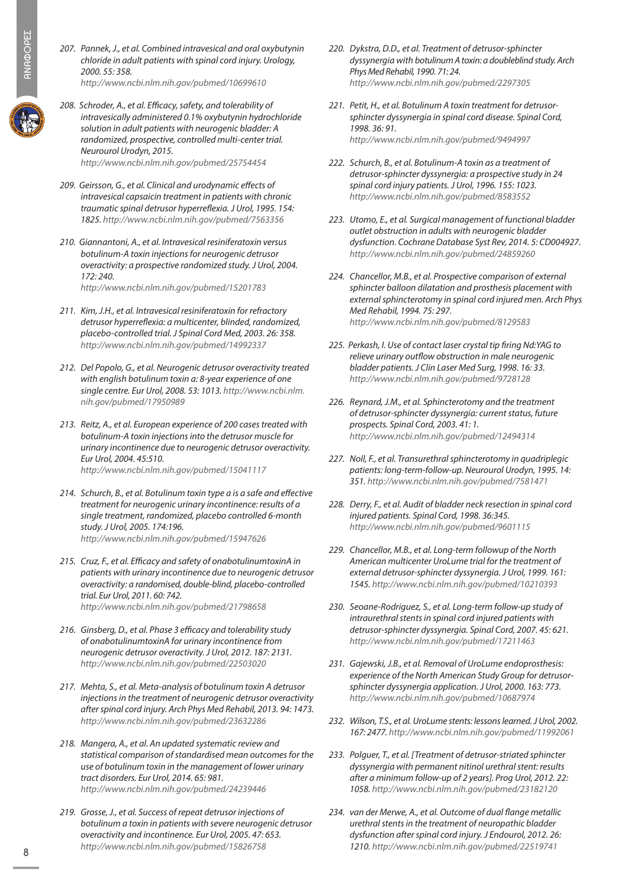207. *Pannek, J., et al. Combined intravesical and oral oxybutynin chloride in adult patients with spinal cord injury. Urology, 2000. 55: 358.*
*http://www.ncbi.nlm.nih.gov/pubmed/10699610*

208. *Schroder, A., et al. Efficacy, safety, and tolerability of intravesically administered 0.1% oxybutynin hydrochloride solution in adult patients with neurogenic bladder: A randomized, prospective, controlled multi-center trial. Neurourol Urodyn, 2015.*
*http://www.ncbi.nlm.nih.gov/pubmed/25754454*

209. *Geirsson, G., et al. Clinical and urodynamic effects of intravesical capsaicin treatment in patients with chronic traumatic spinal detrusor hyperreflexia. J Urol, 1995. 154: 1825. http://www.ncbi.nlm.nih.gov/pubmed/7563356*

210. *Giannantoni, A., et al. Intravesical resiniferatoxin versus botulinum-A toxin injections for neurogenic detrusor overactivity: a prospective randomized study. J Urol, 2004. 172: 240.*
*http://www.ncbi.nlm.nih.gov/pubmed/15201783*

211. *Kim, J.H., et al. Intravesical resiniferatoxin for refractory detrusor hyperreflexia: a multicenter, blinded, randomized, placebo-controlled trial. J Spinal Cord Med, 2003. 26: 358.*
*http://www.ncbi.nlm.nih.gov/pubmed/14992337*

212. *Del Popolo, G., et al. Neurogenic detrusor overactivity treated with english botulinum toxin a: 8-year experience of one single centre. Eur Urol, 2008. 53: 1013. http://www.ncbi.nlm.nih.gov/pubmed/17950989*

213. *Reitz, A., et al. European experience of 200 cases treated with botulinum-A toxin injections into the detrusor muscle for urinary incontinence due to neurogenic detrusor overactivity. Eur Urol, 2004. 45:510.*
*http://www.ncbi.nlm.nih.gov/pubmed/15041117*

214. *Schurch, B., et al. Botulinum toxin type a is a safe and effective treatment for neurogenic urinary incontinence: results of a single treatment, randomized, placebo controlled 6-month study. J Urol, 2005. 174:196.*
*http://www.ncbi.nlm.nih.gov/pubmed/15947626*

215. *Cruz, F., et al. Efficacy and safety of onabotulinumtoxinA in patients with urinary incontinence due to neurogenic detrusor overactivity: a randomised, double-blind, placebo-controlled trial. Eur Urol, 2011. 60: 742.*
*http://www.ncbi.nlm.nih.gov/pubmed/21798658*

216. *Ginsberg, D., et al. Phase 3 efficacy and tolerability study of onabotulinumtoxinA for urinary incontinence from neurogenic detrusor overactivity. J Urol, 2012. 187: 2131.*
*http://www.ncbi.nlm.nih.gov/pubmed/22503020*

217. *Mehta, S., et al. Meta-analysis of botulinum toxin A detrusor injections in the treatment of neurogenic detrusor overactivity after spinal cord injury. Arch Phys Med Rehabil, 2013. 94: 1473.*
*http://www.ncbi.nlm.nih.gov/pubmed/23632286*

218. *Mangera, A., et al. An updated systematic review and statistical comparison of standardised mean outcomes for the use of botulinum toxin in the management of lower urinary tract disorders. Eur Urol, 2014. 65: 981.*
*http://www.ncbi.nlm.nih.gov/pubmed/24239446*

219. *Grosse, J., et al. Success of repeat detrusor injections of botulinum a toxin in patients with severe neurogenic detrusor overactivity and incontinence. Eur Urol, 2005. 47: 653.*
*http://www.ncbi.nlm.nih.gov/pubmed/15826758*

220. *Dykstra, D.D., et al. Treatment of detrusor-sphincter dyssynergia with botulinum A toxin: a doubleblind study. Arch Phys Med Rehabil, 1990. 71: 24.*
*http://www.ncbi.nlm.nih.gov/pubmed/2297305*

221. *Petit, H., et al. Botulinum A toxin treatment for detrusor-sphincter dyssynergia in spinal cord disease. Spinal Cord, 1998. 36: 91.*
*http://www.ncbi.nlm.nih.gov/pubmed/9494997*

222. *Schurch, B., et al. Botulinum-A toxin as a treatment of detrusor-sphincter dyssynergia: a prospective study in 24 spinal cord injury patients. J Urol, 1996. 155: 1023.*
*http://www.ncbi.nlm.nih.gov/pubmed/8583552*

223. *Utomo, E., et al. Surgical management of functional bladder outlet obstruction in adults with neurogenic bladder dysfunction. Cochrane Database Syst Rev, 2014. 5: CD004927.*
*http://www.ncbi.nlm.nih.gov/pubmed/24859260*

224. *Chancellor, M.B., et al. Prospective comparison of external sphincter balloon dilatation and prosthesis placement with external sphincterotomy in spinal cord injured men. Arch Phys Med Rehabil, 1994. 75: 297.*
*http://www.ncbi.nlm.nih.gov/pubmed/8129583*

225. *Perkash, I. Use of contact laser crystal tip firing Nd:YAG to relieve urinary outflow obstruction in male neurogenic bladder patients. J Clin Laser Med Surg, 1998. 16: 33.*
*http://www.ncbi.nlm.nih.gov/pubmed/9728128*

226. *Reynard, J.M., et al. Sphincterotomy and the treatment of detrusor-sphincter dyssynergia: current status, future prospects. Spinal Cord, 2003. 41: 1.*
*http://www.ncbi.nlm.nih.gov/pubmed/12494314*

227. *Noll, F., et al. Transurethral sphincterotomy in quadriplegic patients: long-term-follow-up. Neurourol Urodyn, 1995. 14: 351. http://www.ncbi.nlm.nih.gov/pubmed/7581471*

228. *Derry, F., et al. Audit of bladder neck resection in spinal cord injured patients. Spinal Cord, 1998. 36:345.*
*http://www.ncbi.nlm.nih.gov/pubmed/9601115*

229. *Chancellor, M.B., et al. Long-term followup of the North American multicenter UroLume trial for the treatment of external detrusor-sphincter dyssynergia. J Urol, 1999. 161: 1545. http://www.ncbi.nlm.nih.gov/pubmed/10210393*

230. *Seoane-Rodriguez, S., et al. Long-term follow-up study of intraurethral stents in spinal cord injured patients with detrusor-sphincter dyssynergia. Spinal Cord, 2007. 45: 621.*
*http://www.ncbi.nlm.nih.gov/pubmed/17211463*

231. *Gajewski, J.B., et al. Removal of UroLume endoprosthesis: experience of the North American Study Group for detrusor-sphincter dyssynergia application. J Urol, 2000. 163: 773.*
*http://www.ncbi.nlm.nih.gov/pubmed/10687974*

232. *Wilson, T.S., et al. UroLume stents: lessons learned. J Urol, 2002. 167: 2477. http://www.ncbi.nlm.nih.gov/pubmed/11992061*

233. *Polguer, T., et al. [Treatment of detrusor-striated sphincter dyssynergia with permanent nitinol urethral stent: results after a minimum follow-up of 2 years]. Prog Urol, 2012. 22: 1058. http://www.ncbi.nlm.nih.gov/pubmed/23182120*

234. *van der Merwe, A., et al. Outcome of dual flange metallic urethral stents in the treatment of neuropathic bladder dysfunction after spinal cord injury. J Endourol, 2012. 26: 1210. http://www.ncbi.nlm.nih.gov/pubmed/22519741*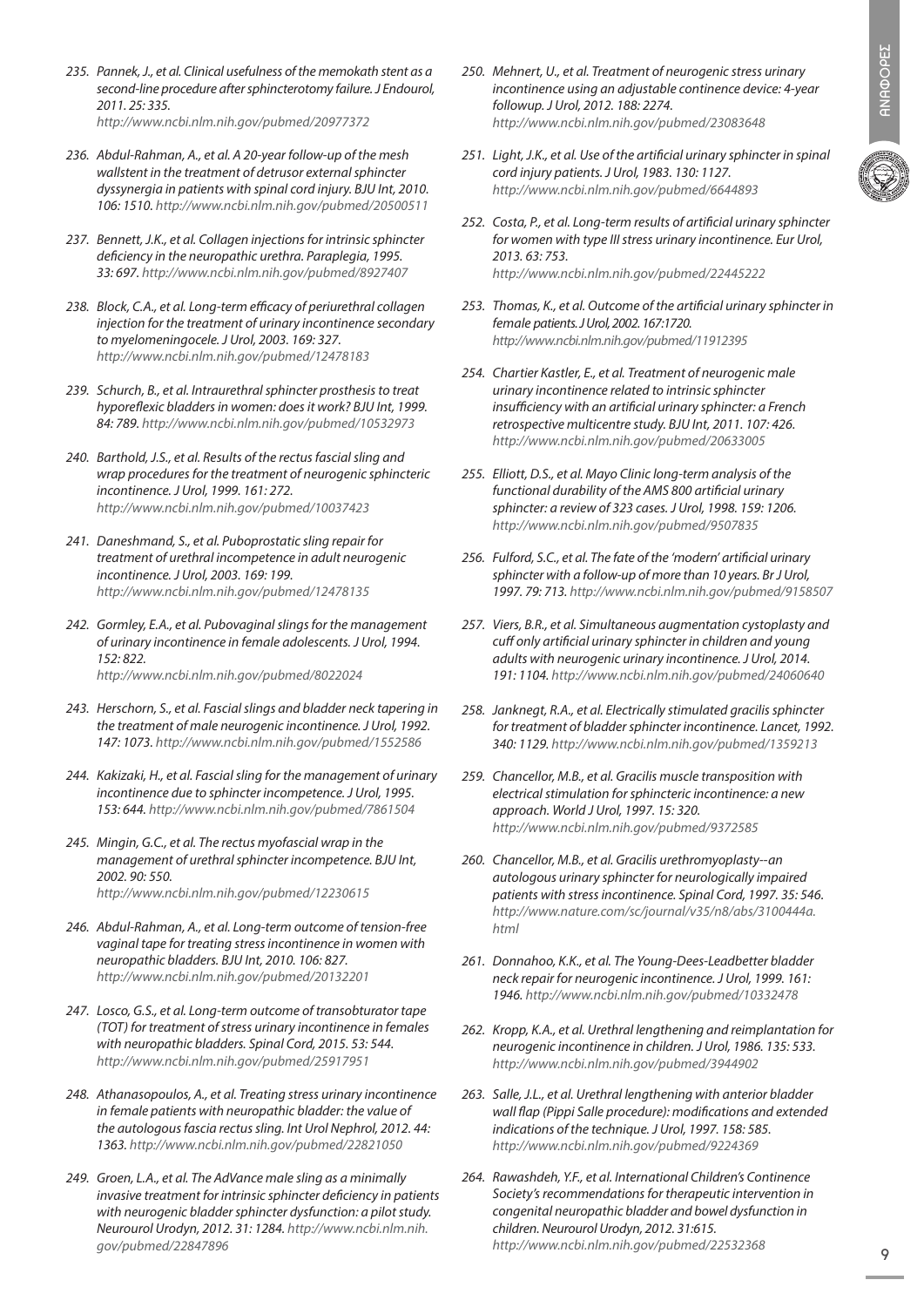235. *Pannek, J., et al. Clinical usefulness of the memokath stent as a second-line procedure after sphincterotomy failure. J Endourol, 2011. 25: 335. http://www.ncbi.nlm.nih.gov/pubmed/20977372*

236. *Abdul-Rahman, A., et al. A 20-year follow-up of the mesh wallstent in the treatment of detrusor external sphincter dyssynergia in patients with spinal cord injury. BJU Int, 2010. 106: 1510. http://www.ncbi.nlm.nih.gov/pubmed/20500511*

237. *Bennett, J.K., et al. Collagen injections for intrinsic sphincter deficiency in the neuropathic urethra. Paraplegia, 1995. 33: 697. http://www.ncbi.nlm.nih.gov/pubmed/8927407*

238. *Block, C.A., et al. Long-term efficacy of periurethral collagen injection for the treatment of urinary incontinence secondary to myelomeningocele. J Urol, 2003. 169: 327. http://www.ncbi.nlm.nih.gov/pubmed/12478183*

239. *Schurch, B., et al. Intraurethral sphincter prosthesis to treat hyporeflexic bladders in women: does it work? BJU Int, 1999. 84: 789. http://www.ncbi.nlm.nih.gov/pubmed/10532973*

240. *Barthold, J.S., et al. Results of the rectus fascial sling and wrap procedures for the treatment of neurogenic sphincteric incontinence. J Urol, 1999. 161: 272. http://www.ncbi.nlm.nih.gov/pubmed/10037423*

241. *Daneshmand, S., et al. Puboprostatic sling repair for treatment of urethral incompetence in adult neurogenic incontinence. J Urol, 2003. 169: 199. http://www.ncbi.nlm.nih.gov/pubmed/12478135*

242. *Gormley, E.A., et al. Pubovaginal slings for the management of urinary incontinence in female adolescents. J Urol, 1994. 152: 822. http://www.ncbi.nlm.nih.gov/pubmed/8022024*

243. *Herschorn, S., et al. Fascial slings and bladder neck tapering in the treatment of male neurogenic incontinence. J Urol, 1992. 147: 1073. http://www.ncbi.nlm.nih.gov/pubmed/1552586*

244. *Kakizaki, H., et al. Fascial sling for the management of urinary incontinence due to sphincter incompetence. J Urol, 1995. 153: 644. http://www.ncbi.nlm.nih.gov/pubmed/7861504*

245. *Mingin, G.C., et al. The rectus myofascial wrap in the management of urethral sphincter incompetence. BJU Int, 2002. 90: 550. http://www.ncbi.nlm.nih.gov/pubmed/12230615*

246. *Abdul-Rahman, A., et al. Long-term outcome of tension-free vaginal tape for treating stress incontinence in women with neuropathic bladders. BJU Int, 2010. 106: 827. http://www.ncbi.nlm.nih.gov/pubmed/20132201*

247. *Losco, G.S., et al. Long-term outcome of transobturator tape (TOT) for treatment of stress urinary incontinence in females with neuropathic bladders. Spinal Cord, 2015. 53: 544. http://www.ncbi.nlm.nih.gov/pubmed/25917951*

248. *Athanasopoulos, A., et al. Treating stress urinary incontinence in female patients with neuropathic bladder: the value of the autologous fascia rectus sling. Int Urol Nephrol, 2012. 44: 1363. http://www.ncbi.nlm.nih.gov/pubmed/22821050*

249. *Groen, L.A., et al. The AdVance male sling as a minimally invasive treatment for intrinsic sphincter deficiency in patients with neurogenic bladder sphincter dysfunction: a pilot study. Neurourol Urodyn, 2012. 31: 1284. http://www.ncbi.nlm.nih.gov/pubmed/22847896*

250. *Mehnert, U., et al. Treatment of neurogenic stress urinary incontinence using an adjustable continence device: 4-year followup. J Urol, 2012. 188: 2274. http://www.ncbi.nlm.nih.gov/pubmed/23083648*

251. *Light, J.K., et al. Use of the artificial urinary sphincter in spinal cord injury patients. J Urol, 1983. 130: 1127. http://www.ncbi.nlm.nih.gov/pubmed/6644893*

252. *Costa, P., et al. Long-term results of artificial urinary sphincter for women with type III stress urinary incontinence. Eur Urol, 2013. 63: 753. http://www.ncbi.nlm.nih.gov/pubmed/22445222*

253. *Thomas, K., et al. Outcome of the artificial urinary sphincter in female patients. J Urol, 2002. 167:1720. http://www.ncbi.nlm.nih.gov/pubmed/11912395*

254. *Chartier Kastler, E., et al. Treatment of neurogenic male urinary incontinence related to intrinsic sphincter insufficiency with an artificial urinary sphincter: a French retrospective multicentre study. BJU Int, 2011. 107: 426. http://www.ncbi.nlm.nih.gov/pubmed/20633005*

255. *Elliott, D.S., et al. Mayo Clinic long-term analysis of the functional durability of the AMS 800 artificial urinary sphincter: a review of 323 cases. J Urol, 1998. 159: 1206. http://www.ncbi.nlm.nih.gov/pubmed/9507835*

256. *Fulford, S.C., et al. The fate of the 'modern' artificial urinary sphincter with a follow-up of more than 10 years. Br J Urol, 1997. 79: 713. http://www.ncbi.nlm.nih.gov/pubmed/9158507*

257. *Viers, B.R., et al. Simultaneous augmentation cystoplasty and cuff only artificial urinary sphincter in children and young adults with neurogenic urinary incontinence. J Urol, 2014. 191: 1104. http://www.ncbi.nlm.nih.gov/pubmed/24060640*

258. *Janknegt, R.A., et al. Electrically stimulated gracilis sphincter for treatment of bladder sphincter incontinence. Lancet, 1992. 340: 1129. http://www.ncbi.nlm.nih.gov/pubmed/1359213*

259. *Chancellor, M.B., et al. Gracilis muscle transposition with electrical stimulation for sphincteric incontinence: a new approach. World J Urol, 1997. 15: 320. http://www.ncbi.nlm.nih.gov/pubmed/9372585*

260. *Chancellor, M.B., et al. Gracilis urethromyoplasty--an autologous urinary sphincter for neurologically impaired patients with stress incontinence. Spinal Cord, 1997. 35: 546. http://www.nature.com/sc/journal/v35/n8/abs/3100444a.html*

261. *Donnahoo, K.K., et al. The Young-Dees-Leadbetter bladder neck repair for neurogenic incontinence. J Urol, 1999. 161: 1946. http://www.ncbi.nlm.nih.gov/pubmed/10332478*

262. *Kropp, K.A., et al. Urethral lengthening and reimplantation for neurogenic incontinence in children. J Urol, 1986. 135: 533. http://www.ncbi.nlm.nih.gov/pubmed/3944902*

263. *Salle, J.L., et al. Urethral lengthening with anterior bladder wall flap (Pippi Salle procedure): modifications and extended indications of the technique. J Urol, 1997. 158: 585. http://www.ncbi.nlm.nih.gov/pubmed/9224369*

264. *Rawashdeh, Y.F., et al. International Children's Continence Society's recommendations for therapeutic intervention in congenital neuropathic bladder and bowel dysfunction in children. Neurourol Urodyn, 2012. 31:615. http://www.ncbi.nlm.nih.gov/pubmed/22532368*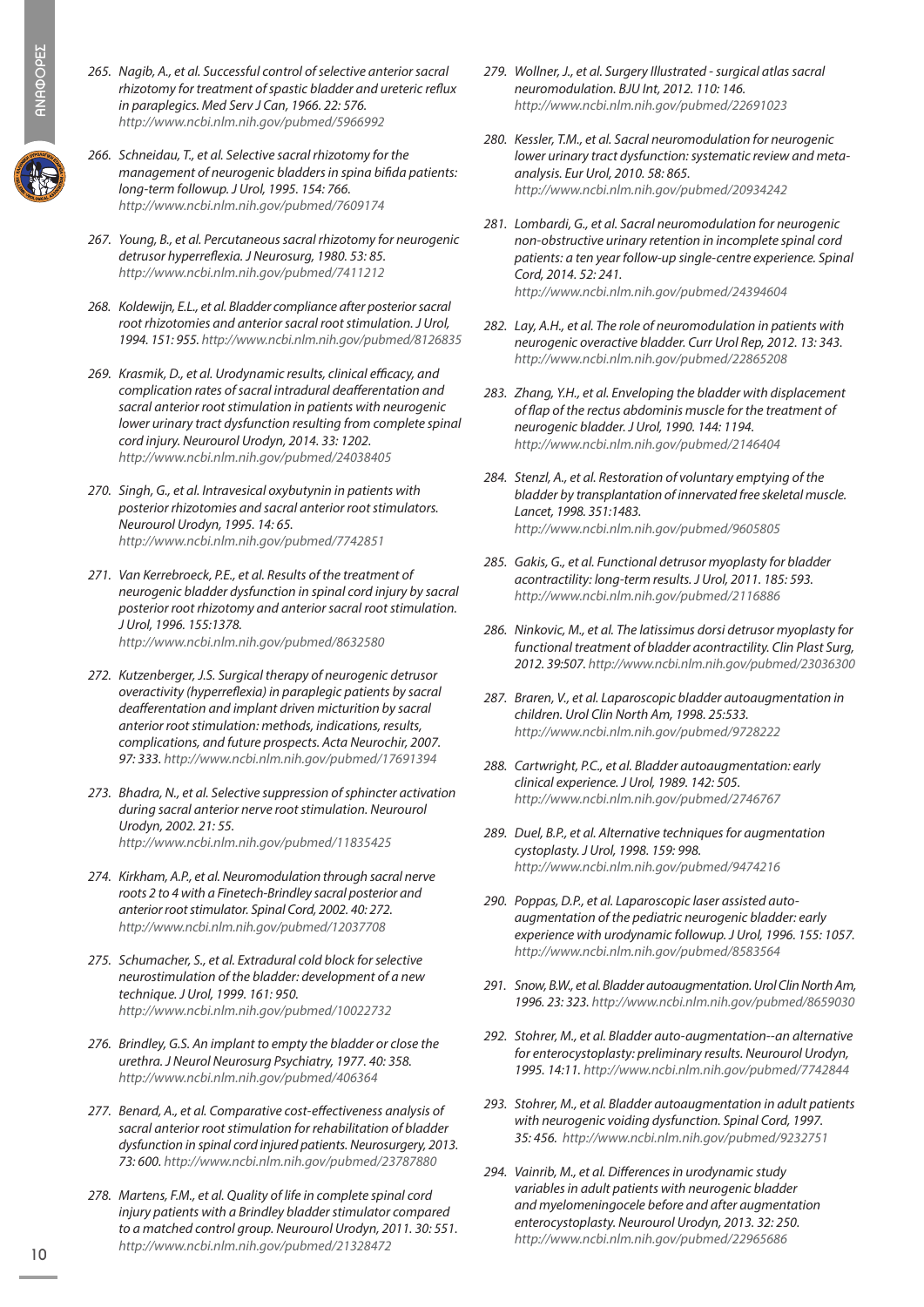265. *Nagib, A., et al. Successful control of selective anterior sacral rhizotomy for treatment of spastic bladder and ureteric reflux in paraplegics. Med Serv J Can, 1966. 22: 576. http://www.ncbi.nlm.nih.gov/pubmed/5966992*

266. *Schneidau, T., et al. Selective sacral rhizotomy for the management of neurogenic bladders in spina bifida patients: long-term followup. J Urol, 1995. 154: 766. http://www.ncbi.nlm.nih.gov/pubmed/7609174*

267. *Young, B., et al. Percutaneous sacral rhizotomy for neurogenic detrusor hyperreflexia. J Neurosurg, 1980. 53: 85. http://www.ncbi.nlm.nih.gov/pubmed/7411212*

268. *Koldewijn, E.L., et al. Bladder compliance after posterior sacral root rhizotomies and anterior sacral root stimulation. J Urol, 1994. 151: 955. http://www.ncbi.nlm.nih.gov/pubmed/8126835*

269. *Krasmik, D., et al. Urodynamic results, clinical efficacy, and complication rates of sacral intradural deafferentation and sacral anterior root stimulation in patients with neurogenic lower urinary tract dysfunction resulting from complete spinal cord injury. Neurourol Urodyn, 2014. 33: 1202. http://www.ncbi.nlm.nih.gov/pubmed/24038405*

270. *Singh, G., et al. Intravesical oxybutynin in patients with posterior rhizotomies and sacral anterior root stimulators. Neurourol Urodyn, 1995. 14: 65. http://www.ncbi.nlm.nih.gov/pubmed/7742851*

271. *Van Kerrebroeck, P.E., et al. Results of the treatment of neurogenic bladder dysfunction in spinal cord injury by sacral posterior root rhizotomy and anterior sacral root stimulation. J Urol, 1996. 155:1378. http://www.ncbi.nlm.nih.gov/pubmed/8632580*

272. *Kutzenberger, J.S. Surgical therapy of neurogenic detrusor overactivity (hyperreflexia) in paraplegic patients by sacral deafferentation and implant driven micturition by sacral anterior root stimulation: methods, indications, results, complications, and future prospects. Acta Neurochir, 2007. 97: 333. http://www.ncbi.nlm.nih.gov/pubmed/17691394*

273. *Bhadra, N., et al. Selective suppression of sphincter activation during sacral anterior nerve root stimulation. Neurourol Urodyn, 2002. 21: 55. http://www.ncbi.nlm.nih.gov/pubmed/11835425*

274. *Kirkham, A.P., et al. Neuromodulation through sacral nerve roots 2 to 4 with a Finetech-Brindley sacral posterior and anterior root stimulator. Spinal Cord, 2002. 40: 272. http://www.ncbi.nlm.nih.gov/pubmed/12037708*

275. *Schumacher, S., et al. Extradural cold block for selective neurostimulation of the bladder: development of a new technique. J Urol, 1999. 161: 950. http://www.ncbi.nlm.nih.gov/pubmed/10022732*

276. *Brindley, G.S. An implant to empty the bladder or close the urethra. J Neurol Neurosurg Psychiatry, 1977. 40: 358. http://www.ncbi.nlm.nih.gov/pubmed/406364*

277. *Benard, A., et al. Comparative cost-effectiveness analysis of sacral anterior root stimulation for rehabilitation of bladder dysfunction in spinal cord injured patients. Neurosurgery, 2013. 73: 600. http://www.ncbi.nlm.nih.gov/pubmed/23787880*

278. *Martens, F.M., et al. Quality of life in complete spinal cord injury patients with a Brindley bladder stimulator compared to a matched control group. Neurourol Urodyn, 2011. 30: 551. http://www.ncbi.nlm.nih.gov/pubmed/21328472*

279. *Wollner, J., et al. Surgery Illustrated - surgical atlas sacral neuromodulation. BJU Int, 2012. 110: 146. http://www.ncbi.nlm.nih.gov/pubmed/22691023*

280. *Kessler, T.M., et al. Sacral neuromodulation for neurogenic lower urinary tract dysfunction: systematic review and meta-analysis. Eur Urol, 2010. 58: 865. http://www.ncbi.nlm.nih.gov/pubmed/20934242*

281. *Lombardi, G., et al. Sacral neuromodulation for neurogenic non-obstructive urinary retention in incomplete spinal cord patients: a ten year follow-up single-centre experience. Spinal Cord, 2014. 52: 241. http://www.ncbi.nlm.nih.gov/pubmed/24394604*

282. *Lay, A.H., et al. The role of neuromodulation in patients with neurogenic overactive bladder. Curr Urol Rep, 2012. 13: 343. http://www.ncbi.nlm.nih.gov/pubmed/22865208*

283. *Zhang, Y.H., et al. Enveloping the bladder with displacement of flap of the rectus abdominis muscle for the treatment of neurogenic bladder. J Urol, 1990. 144: 1194. http://www.ncbi.nlm.nih.gov/pubmed/2146404*

284. *Stenzl, A., et al. Restoration of voluntary emptying of the bladder by transplantation of innervated free skeletal muscle. Lancet, 1998. 351:1483. http://www.ncbi.nlm.nih.gov/pubmed/9605805*

285. *Gakis, G., et al. Functional detrusor myoplasty for bladder acontractility: long-term results. J Urol, 2011. 185: 593. http://www.ncbi.nlm.nih.gov/pubmed/2116886*

286. *Ninkovic, M., et al. The latissimus dorsi detrusor myoplasty for functional treatment of bladder acontractility. Clin Plast Surg, 2012. 39:507. http://www.ncbi.nlm.nih.gov/pubmed/23036300*

287. *Braren, V., et al. Laparoscopic bladder autoaugmentation in children. Urol Clin North Am, 1998. 25:533. http://www.ncbi.nlm.nih.gov/pubmed/9728222*

288. *Cartwright, P.C., et al. Bladder autoaugmentation: early clinical experience. J Urol, 1989. 142: 505. http://www.ncbi.nlm.nih.gov/pubmed/2746767*

289. *Duel, B.P., et al. Alternative techniques for augmentation cystoplasty. J Urol, 1998. 159: 998. http://www.ncbi.nlm.nih.gov/pubmed/9474216*

290. *Poppas, D.P., et al. Laparoscopic laser assisted auto-augmentation of the pediatric neurogenic bladder: early experience with urodynamic followup. J Urol, 1996. 155: 1057. http://www.ncbi.nlm.nih.gov/pubmed/8583564*

291. *Snow, B.W., et al. Bladder autoaugmentation. Urol Clin North Am, 1996. 23: 323. http://www.ncbi.nlm.nih.gov/pubmed/8659030*

292. *Stohrer, M., et al. Bladder auto-augmentation--an alternative for enterocystoplasty: preliminary results. Neurourol Urodyn, 1995. 14:11. http://www.ncbi.nlm.nih.gov/pubmed/7742844*

293. *Stohrer, M., et al. Bladder autoaugmentation in adult patients with neurogenic voiding dysfunction. Spinal Cord, 1997. 35: 456. http://www.ncbi.nlm.nih.gov/pubmed/9232751*

294. *Vainrib, M., et al. Differences in urodynamic study variables in adult patients with neurogenic bladder and myelomeningocele before and after augmentation enterocystoplasty. Neurourol Urodyn, 2013. 32: 250. http://www.ncbi.nlm.nih.gov/pubmed/22965686*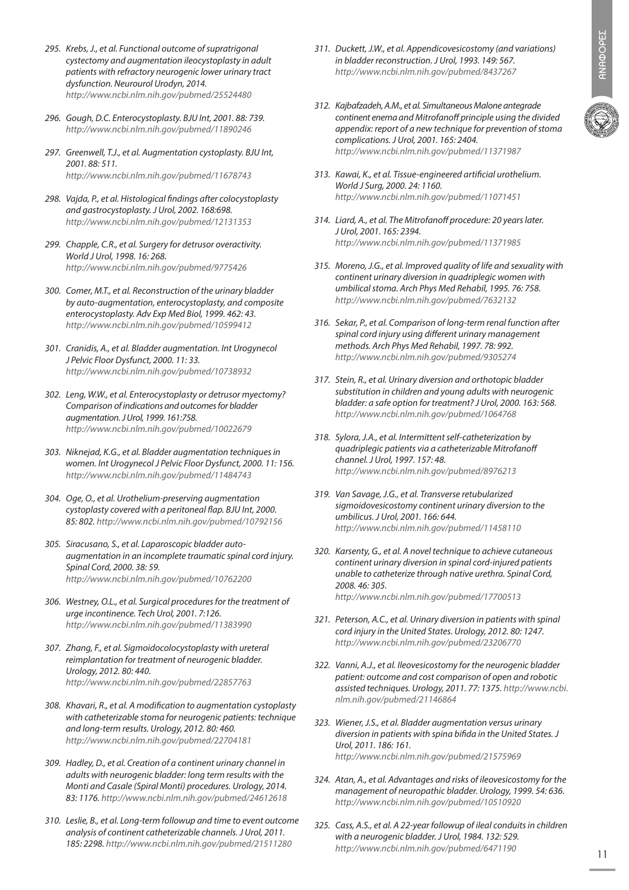295. *Krebs, J., et al. Functional outcome of supratrigonal cystectomy and augmentation ileocystoplasty in adult patients with refractory neurogenic lower urinary tract dysfunction. Neurourol Urodyn, 2014.* *http://www.ncbi.nlm.nih.gov/pubmed/25524480*

296. *Gough, D.C. Enterocystoplasty. BJU Int, 2001. 88: 739.* *http://www.ncbi.nlm.nih.gov/pubmed/11890246*

297. *Greenwell, T.J., et al. Augmentation cystoplasty. BJU Int, 2001. 88: 511.* *http://www.ncbi.nlm.nih.gov/pubmed/11678743*

298. *Vajda, P., et al. Histological findings after colocystoplasty and gastrocystoplasty. J Urol, 2002. 168:698.* *http://www.ncbi.nlm.nih.gov/pubmed/12131353*

299. *Chapple, C.R., et al. Surgery for detrusor overactivity. World J Urol, 1998. 16: 268.* *http://www.ncbi.nlm.nih.gov/pubmed/9775426*

300. *Comer, M.T., et al. Reconstruction of the urinary bladder by auto-augmentation, enterocystoplasty, and composite enterocystoplasty. Adv Exp Med Biol, 1999. 462: 43.* *http://www.ncbi.nlm.nih.gov/pubmed/10599412*

301. *Cranidis, A., et al. Bladder augmentation. Int Urogynecol J Pelvic Floor Dysfunct, 2000. 11: 33.* *http://www.ncbi.nlm.nih.gov/pubmed/10738932*

302. *Leng, W.W., et al. Enterocystoplasty or detrusor myectomy? Comparison of indications and outcomes for bladder augmentation. J Urol, 1999. 161:758.* *http://www.ncbi.nlm.nih.gov/pubmed/10022679*

303. *Niknejad, K.G., et al. Bladder augmentation techniques in women. Int Urogynecol J Pelvic Floor Dysfunct, 2000. 11: 156.* *http://www.ncbi.nlm.nih.gov/pubmed/11484743*

304. *Oge, O., et al. Urothelium-preserving augmentation cystoplasty covered with a peritoneal flap. BJU Int, 2000. 85: 802. http://www.ncbi.nlm.nih.gov/pubmed/10792156*

305. *Siracusano, S., et al. Laparoscopic bladder auto-augmentation in an incomplete traumatic spinal cord injury. Spinal Cord, 2000. 38: 59.* *http://www.ncbi.nlm.nih.gov/pubmed/10762200*

306. *Westney, O.L., et al. Surgical procedures for the treatment of urge incontinence. Tech Urol, 2001. 7:126.* *http://www.ncbi.nlm.nih.gov/pubmed/11383990*

307. *Zhang, F., et al. Sigmoidocolocystoplasty with ureteral reimplantation for treatment of neurogenic bladder. Urology, 2012. 80: 440.* *http://www.ncbi.nlm.nih.gov/pubmed/22857763*

308. *Khavari, R., et al. A modification to augmentation cystoplasty with catheterizable stoma for neurogenic patients: technique and long-term results. Urology, 2012. 80: 460.* *http://www.ncbi.nlm.nih.gov/pubmed/22704181*

309. *Hadley, D., et al. Creation of a continent urinary channel in adults with neurogenic bladder: long term results with the Monti and Casale (Spiral Monti) procedures. Urology, 2014. 83: 1176. http://www.ncbi.nlm.nih.gov/pubmed/24612618*

310. *Leslie, B., et al. Long-term followup and time to event outcome analysis of continent catheterizable channels. J Urol, 2011. 185: 2298. http://www.ncbi.nlm.nih.gov/pubmed/21511280*

311. *Duckett, J.W., et al. Appendicovesicostomy (and variations) in bladder reconstruction. J Urol, 1993. 149: 567.* *http://www.ncbi.nlm.nih.gov/pubmed/8437267*

312. *Kajbafzadeh, A.M., et al. Simultaneous Malone antegrade continent enema and Mitrofanoff principle using the divided appendix: report of a new technique for prevention of stoma complications. J Urol, 2001. 165: 2404.* *http://www.ncbi.nlm.nih.gov/pubmed/11371987*

313. *Kawai, K., et al. Tissue-engineered artificial urothelium. World J Surg, 2000. 24: 1160.* *http://www.ncbi.nlm.nih.gov/pubmed/11071451*

314. *Liard, A., et al. The Mitrofanoff procedure: 20 years later. J Urol, 2001. 165: 2394.* *http://www.ncbi.nlm.nih.gov/pubmed/11371985*

315. *Moreno, J.G., et al. Improved quality of life and sexuality with continent urinary diversion in quadriplegic women with umbilical stoma. Arch Phys Med Rehabil, 1995. 76: 758.* *http://www.ncbi.nlm.nih.gov/pubmed/7632132*

316. *Sekar, P., et al. Comparison of long-term renal function after spinal cord injury using different urinary management methods. Arch Phys Med Rehabil, 1997. 78: 992.* *http://www.ncbi.nlm.nih.gov/pubmed/9305274*

317. *Stein, R., et al. Urinary diversion and orthotopic bladder substitution in children and young adults with neurogenic bladder: a safe option for treatment? J Urol, 2000. 163: 568.* *http://www.ncbi.nlm.nih.gov/pubmed/1064768*

318. *Sylora, J.A., et al. Intermittent self-catheterization by quadriplegic patients via a catheterizable Mitrofanoff channel. J Urol, 1997. 157: 48.* *http://www.ncbi.nlm.nih.gov/pubmed/8976213*

319. *Van Savage, J.G., et al. Transverse retubularized sigmoidovesicostomy continent urinary diversion to the umbilicus. J Urol, 2001. 166: 644.* *http://www.ncbi.nlm.nih.gov/pubmed/11458110*

320. *Karsenty, G., et al. A novel technique to achieve cutaneous continent urinary diversion in spinal cord-injured patients unable to catheterize through native urethra. Spinal Cord, 2008. 46: 305.* *http://www.ncbi.nlm.nih.gov/pubmed/17700513*

321. *Peterson, A.C., et al. Urinary diversion in patients with spinal cord injury in the United States. Urology, 2012. 80: 1247.* *http://www.ncbi.nlm.nih.gov/pubmed/23206770*

322. *Vanni, A.J., et al. Ileovesicostomy for the neurogenic bladder patient: outcome and cost comparison of open and robotic assisted techniques. Urology, 2011. 77: 1375. http://www.ncbi.nlm.nih.gov/pubmed/21146864*

323. *Wiener, J.S., et al. Bladder augmentation versus urinary diversion in patients with spina bifida in the United States. J Urol, 2011. 186: 161.* *http://www.ncbi.nlm.nih.gov/pubmed/21575969*

324. *Atan, A., et al. Advantages and risks of ileovesicostomy for the management of neuropathic bladder. Urology, 1999. 54: 636.* *http://www.ncbi.nlm.nih.gov/pubmed/10510920*

325. *Cass, A.S., et al. A 22-year followup of ileal conduits in children with a neurogenic bladder. J Urol, 1984. 132: 529.* *http://www.ncbi.nlm.nih.gov/pubmed/6471190*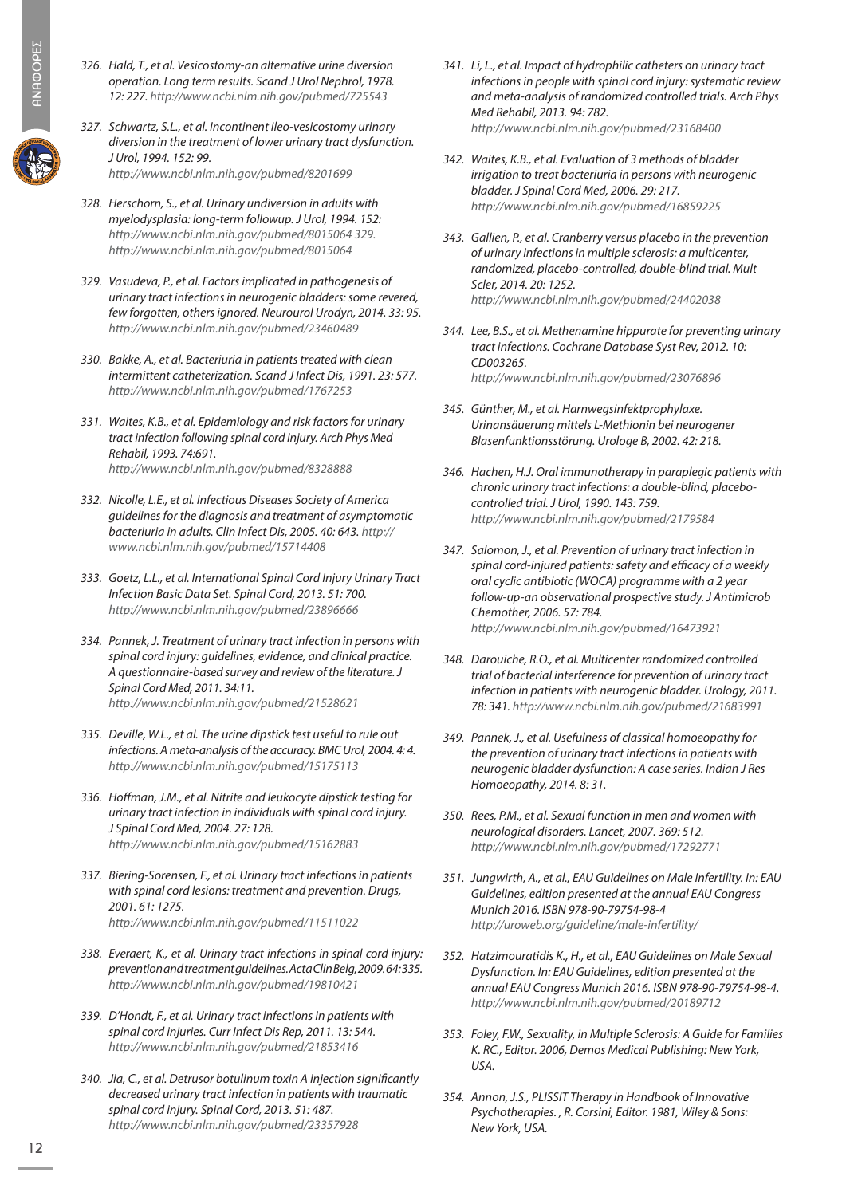326. *Hald, T., et al. Vesicostomy-an alternative urine diversion operation. Long term results. Scand J Urol Nephrol, 1978. 12: 227. http://www.ncbi.nlm.nih.gov/pubmed/725543*

327. *Schwartz, S.L., et al. Incontinent ileo-vesicostomy urinary diversion in the treatment of lower urinary tract dysfunction. J Urol, 1994. 152: 99. http://www.ncbi.nlm.nih.gov/pubmed/8201699*

328. *Herschorn, S., et al. Urinary undiversion in adults with myelodysplasia: long-term followup. J Urol, 1994. 152: http://www.ncbi.nlm.nih.gov/pubmed/8015064 329. http://www.ncbi.nlm.nih.gov/pubmed/8015064*

329. *Vasudeva, P., et al. Factors implicated in pathogenesis of urinary tract infections in neurogenic bladders: some revered, few forgotten, others ignored. Neurourol Urodyn, 2014. 33: 95. http://www.ncbi.nlm.nih.gov/pubmed/23460489*

330. *Bakke, A., et al. Bacteriuria in patients treated with clean intermittent catheterization. Scand J Infect Dis, 1991. 23: 577. http://www.ncbi.nlm.nih.gov/pubmed/1767253*

331. *Waites, K.B., et al. Epidemiology and risk factors for urinary tract infection following spinal cord injury. Arch Phys Med Rehabil, 1993. 74:691. http://www.ncbi.nlm.nih.gov/pubmed/8328888*

332. *Nicolle, L.E., et al. Infectious Diseases Society of America guidelines for the diagnosis and treatment of asymptomatic bacteriuria in adults. Clin Infect Dis, 2005. 40: 643. http://www.ncbi.nlm.nih.gov/pubmed/15714408*

333. *Goetz, L.L., et al. International Spinal Cord Injury Urinary Tract Infection Basic Data Set. Spinal Cord, 2013. 51: 700. http://www.ncbi.nlm.nih.gov/pubmed/23896666*

334. *Pannek, J. Treatment of urinary tract infection in persons with spinal cord injury: guidelines, evidence, and clinical practice. A questionnaire-based survey and review of the literature. J Spinal Cord Med, 2011. 34:11. http://www.ncbi.nlm.nih.gov/pubmed/21528621*

335. *Deville, W.L., et al. The urine dipstick test useful to rule out infections. A meta-analysis of the accuracy. BMC Urol, 2004. 4: 4. http://www.ncbi.nlm.nih.gov/pubmed/15175113*

336. *Hoffman, J.M., et al. Nitrite and leukocyte dipstick testing for urinary tract infection in individuals with spinal cord injury. J Spinal Cord Med, 2004. 27: 128. http://www.ncbi.nlm.nih.gov/pubmed/15162883*

337. *Biering-Sorensen, F., et al. Urinary tract infections in patients with spinal cord lesions: treatment and prevention. Drugs, 2001. 61: 1275. http://www.ncbi.nlm.nih.gov/pubmed/11511022*

338. *Everaert, K., et al. Urinary tract infections in spinal cord injury: prevention and treatment guidelines. Acta Clin Belg, 2009. 64: 335. http://www.ncbi.nlm.nih.gov/pubmed/19810421*

339. *D'Hondt, F., et al. Urinary tract infections in patients with spinal cord injuries. Curr Infect Dis Rep, 2011. 13: 544. http://www.ncbi.nlm.nih.gov/pubmed/21853416*

340. *Jia, C., et al. Detrusor botulinum toxin A injection significantly decreased urinary tract infection in patients with traumatic spinal cord injury. Spinal Cord, 2013. 51: 487. http://www.ncbi.nlm.nih.gov/pubmed/23357928*

341. *Li, L., et al. Impact of hydrophilic catheters on urinary tract infections in people with spinal cord injury: systematic review and meta-analysis of randomized controlled trials. Arch Phys Med Rehabil, 2013. 94: 782. http://www.ncbi.nlm.nih.gov/pubmed/23168400*

342. *Waites, K.B., et al. Evaluation of 3 methods of bladder irrigation to treat bacteriuria in persons with neurogenic bladder. J Spinal Cord Med, 2006. 29: 217. http://www.ncbi.nlm.nih.gov/pubmed/16859225*

343. *Gallien, P., et al. Cranberry versus placebo in the prevention of urinary infections in multiple sclerosis: a multicenter, randomized, placebo-controlled, double-blind trial. Mult Scler, 2014. 20: 1252. http://www.ncbi.nlm.nih.gov/pubmed/24402038*

344. *Lee, B.S., et al. Methenamine hippurate for preventing urinary tract infections. Cochrane Database Syst Rev, 2012. 10: CD003265. http://www.ncbi.nlm.nih.gov/pubmed/23076896*

345. *Günther, M., et al. Harnwegsinfektprophylaxe. Urinansäuerung mittels L-Methionin bei neurogener Blasenfunktionsstörung. Urologe B, 2002. 42: 218.*

346. *Hachen, H.J. Oral immunotherapy in paraplegic patients with chronic urinary tract infections: a double-blind, placebo-controlled trial. J Urol, 1990. 143: 759. http://www.ncbi.nlm.nih.gov/pubmed/2179584*

347. *Salomon, J., et al. Prevention of urinary tract infection in spinal cord-injured patients: safety and efficacy of a weekly oral cyclic antibiotic (WOCA) programme with a 2 year follow-up-an observational prospective study. J Antimicrob Chemother, 2006. 57: 784. http://www.ncbi.nlm.nih.gov/pubmed/16473921*

348. *Darouiche, R.O., et al. Multicenter randomized controlled trial of bacterial interference for prevention of urinary tract infection in patients with neurogenic bladder. Urology, 2011. 78: 341. http://www.ncbi.nlm.nih.gov/pubmed/21683991*

349. *Pannek, J., et al. Usefulness of classical homoeopathy for the prevention of urinary tract infections in patients with neurogenic bladder dysfunction: A case series. Indian J Res Homoeopathy, 2014. 8: 31.*

350. *Rees, P.M., et al. Sexual function in men and women with neurological disorders. Lancet, 2007. 369: 512. http://www.ncbi.nlm.nih.gov/pubmed/17292771*

351. *Jungwirth, A., et al., EAU Guidelines on Male Infertility. In: EAU Guidelines, edition presented at the annual EAU Congress Munich 2016. ISBN 978-90-79754-98-4 http://uroweb.org/guideline/male-infertility/*

352. *Hatzimouratidis K., H., et al., EAU Guidelines on Male Sexual Dysfunction. In: EAU Guidelines, edition presented at the annual EAU Congress Munich 2016. ISBN 978-90-79754-98-4. http://www.ncbi.nlm.nih.gov/pubmed/20189712*

353. *Foley, F.W., Sexuality, in Multiple Sclerosis: A Guide for Families K. RC., Editor. 2006, Demos Medical Publishing: New York, USA.*

354. *Annon, J.S., PLISSIT Therapy in Handbook of Innovative Psychotherapies. , R. Corsini, Editor. 1981, Wiley & Sons: New York, USA.*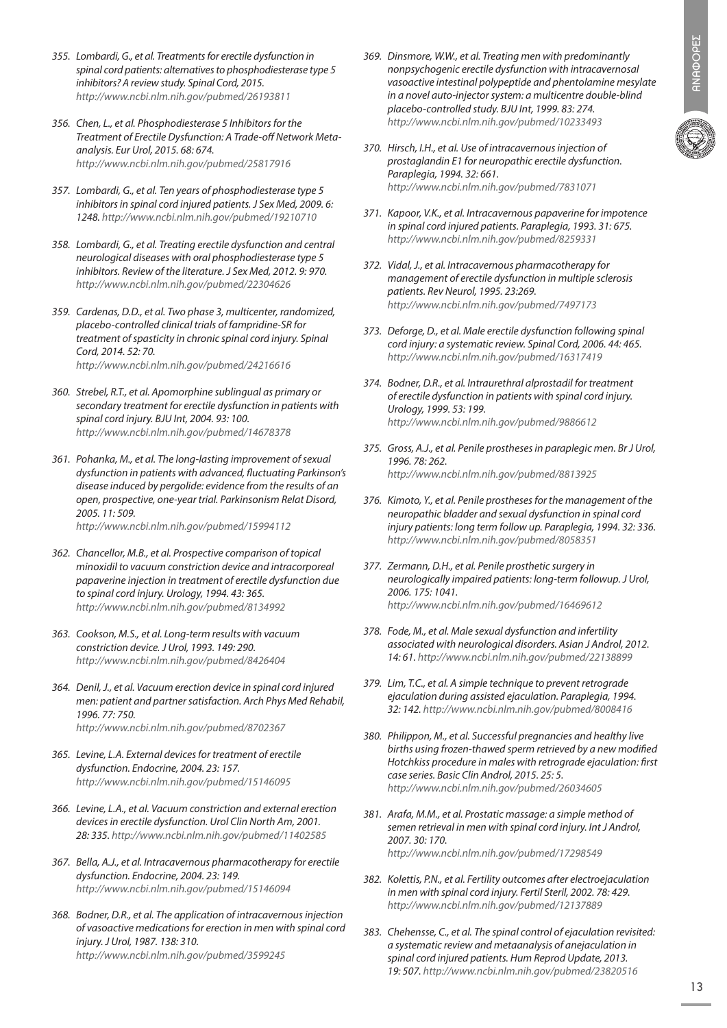355. *Lombardi, G., et al. Treatments for erectile dysfunction in spinal cord patients: alternatives to phosphodiesterase type 5 inhibitors? A review study. Spinal Cord, 2015. http://www.ncbi.nlm.nih.gov/pubmed/26193811*

356. *Chen, L., et al. Phosphodiesterase 5 Inhibitors for the Treatment of Erectile Dysfunction: A Trade-off Network Meta-analysis. Eur Urol, 2015. 68: 674. http://www.ncbi.nlm.nih.gov/pubmed/25817916*

357. *Lombardi, G., et al. Ten years of phosphodiesterase type 5 inhibitors in spinal cord injured patients. J Sex Med, 2009. 6: 1248. http://www.ncbi.nlm.nih.gov/pubmed/19210710*

358. *Lombardi, G., et al. Treating erectile dysfunction and central neurological diseases with oral phosphodiesterase type 5 inhibitors. Review of the literature. J Sex Med, 2012. 9: 970. http://www.ncbi.nlm.nih.gov/pubmed/22304626*

359. *Cardenas, D.D., et al. Two phase 3, multicenter, randomized, placebo-controlled clinical trials of fampridine-SR for treatment of spasticity in chronic spinal cord injury. Spinal Cord, 2014. 52: 70. http://www.ncbi.nlm.nih.gov/pubmed/24216616*

360. *Strebel, R.T., et al. Apomorphine sublingual as primary or secondary treatment for erectile dysfunction in patients with spinal cord injury. BJU Int, 2004. 93: 100. http://www.ncbi.nlm.nih.gov/pubmed/14678378*

361. *Pohanka, M., et al. The long-lasting improvement of sexual dysfunction in patients with advanced, fluctuating Parkinson's disease induced by pergolide: evidence from the results of an open, prospective, one-year trial. Parkinsonism Relat Disord, 2005. 11: 509. http://www.ncbi.nlm.nih.gov/pubmed/15994112*

362. *Chancellor, M.B., et al. Prospective comparison of topical minoxidil to vacuum constriction device and intracorporeal papaverine injection in treatment of erectile dysfunction due to spinal cord injury. Urology, 1994. 43: 365. http://www.ncbi.nlm.nih.gov/pubmed/8134992*

363. *Cookson, M.S., et al. Long-term results with vacuum constriction device. J Urol, 1993. 149: 290. http://www.ncbi.nlm.nih.gov/pubmed/8426404*

364. *Denil, J., et al. Vacuum erection device in spinal cord injured men: patient and partner satisfaction. Arch Phys Med Rehabil, 1996. 77: 750. http://www.ncbi.nlm.nih.gov/pubmed/8702367*

365. *Levine, L.A. External devices for treatment of erectile dysfunction. Endocrine, 2004. 23: 157. http://www.ncbi.nlm.nih.gov/pubmed/15146095*

366. *Levine, L.A., et al. Vacuum constriction and external erection devices in erectile dysfunction. Urol Clin North Am, 2001. 28: 335. http://www.ncbi.nlm.nih.gov/pubmed/11402585*

367. *Bella, A.J., et al. Intracavernous pharmacotherapy for erectile dysfunction. Endocrine, 2004. 23: 149. http://www.ncbi.nlm.nih.gov/pubmed/15146094*

368. *Bodner, D.R., et al. The application of intracavernous injection of vasoactive medications for erection in men with spinal cord injury. J Urol, 1987. 138: 310. http://www.ncbi.nlm.nih.gov/pubmed/3599245*

369. *Dinsmore, W.W., et al. Treating men with predominantly nonpsychogenic erectile dysfunction with intracavernosal vasoactive intestinal polypeptide and phentolamine mesylate in a novel auto-injector system: a multicentre double-blind placebo-controlled study. BJU Int, 1999. 83: 274. http://www.ncbi.nlm.nih.gov/pubmed/10233493*

370. *Hirsch, I.H., et al. Use of intracavernous injection of prostaglandin E1 for neuropathic erectile dysfunction. Paraplegia, 1994. 32: 661. http://www.ncbi.nlm.nih.gov/pubmed/7831071*

371. *Kapoor, V.K., et al. Intracavernous papaverine for impotence in spinal cord injured patients. Paraplegia, 1993. 31: 675. http://www.ncbi.nlm.nih.gov/pubmed/8259331*

372. *Vidal, J., et al. Intracavernous pharmacotherapy for management of erectile dysfunction in multiple sclerosis patients. Rev Neurol, 1995. 23:269. http://www.ncbi.nlm.nih.gov/pubmed/7497173*

373. *Deforge, D., et al. Male erectile dysfunction following spinal cord injury: a systematic review. Spinal Cord, 2006. 44: 465. http://www.ncbi.nlm.nih.gov/pubmed/16317419*

374. *Bodner, D.R., et al. Intraurethral alprostadil for treatment of erectile dysfunction in patients with spinal cord injury. Urology, 1999. 53: 199. http://www.ncbi.nlm.nih.gov/pubmed/9886612*

375. *Gross, A.J., et al. Penile prostheses in paraplegic men. Br J Urol, 1996. 78: 262. http://www.ncbi.nlm.nih.gov/pubmed/8813925*

376. *Kimoto, Y., et al. Penile prostheses for the management of the neuropathic bladder and sexual dysfunction in spinal cord injury patients: long term follow up. Paraplegia, 1994. 32: 336. http://www.ncbi.nlm.nih.gov/pubmed/8058351*

377. *Zermann, D.H., et al. Penile prosthetic surgery in neurologically impaired patients: long-term followup. J Urol, 2006. 175: 1041. http://www.ncbi.nlm.nih.gov/pubmed/16469612*

378. *Fode, M., et al. Male sexual dysfunction and infertility associated with neurological disorders. Asian J Androl, 2012. 14: 61. http://www.ncbi.nlm.nih.gov/pubmed/22138899*

379. *Lim, T.C., et al. A simple technique to prevent retrograde ejaculation during assisted ejaculation. Paraplegia, 1994. 32: 142. http://www.ncbi.nlm.nih.gov/pubmed/8008416*

380. *Philippon, M., et al. Successful pregnancies and healthy live births using frozen-thawed sperm retrieved by a new modified Hotchkiss procedure in males with retrograde ejaculation: first case series. Basic Clin Androl, 2015. 25: 5. http://www.ncbi.nlm.nih.gov/pubmed/26034605*

381. *Arafa, M.M., et al. Prostatic massage: a simple method of semen retrieval in men with spinal cord injury. Int J Androl, 2007. 30: 170. http://www.ncbi.nlm.nih.gov/pubmed/17298549*

382. *Kolettis, P.N., et al. Fertility outcomes after electroejaculation in men with spinal cord injury. Fertil Steril, 2002. 78: 429. http://www.ncbi.nlm.nih.gov/pubmed/12137889*

383. *Chehensse, C., et al. The spinal control of ejaculation revisited: a systematic review and metaanalysis of anejaculation in spinal cord injured patients. Hum Reprod Update, 2013. 19: 507. http://www.ncbi.nlm.nih.gov/pubmed/23820516*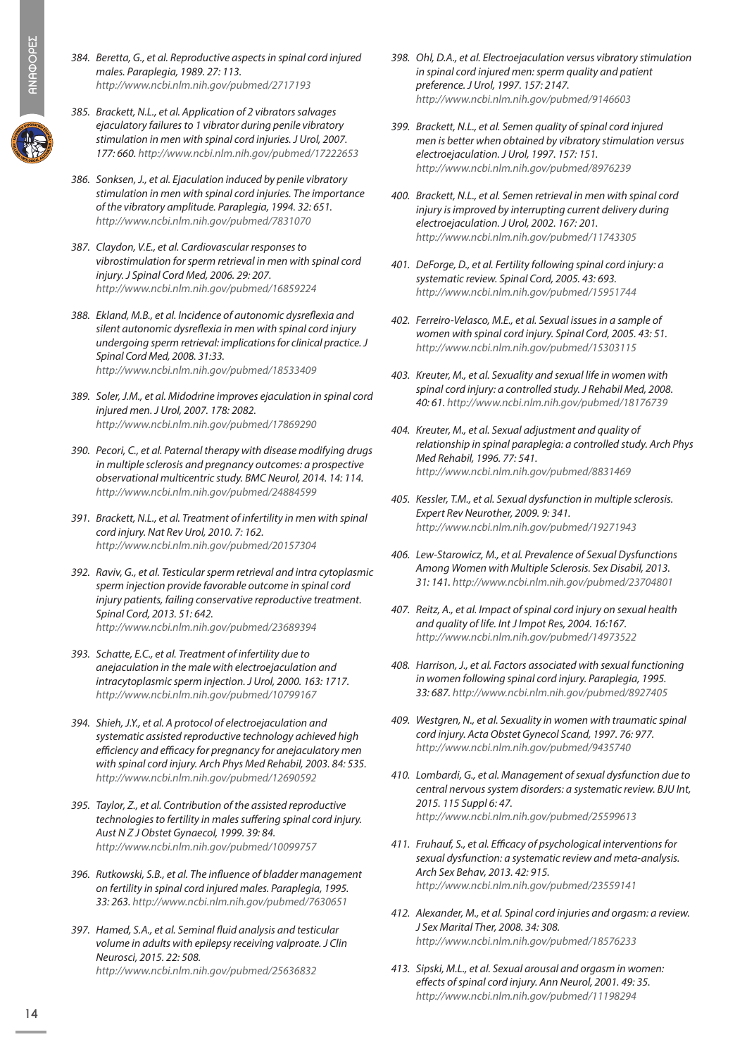384. *Beretta, G., et al. Reproductive aspects in spinal cord injured males. Paraplegia, 1989. 27: 113.* *http://www.ncbi.nlm.nih.gov/pubmed/2717193*

385. *Brackett, N.L., et al. Application of 2 vibrators salvages ejaculatory failures to 1 vibrator during penile vibratory stimulation in men with spinal cord injuries. J Urol, 2007. 177: 660.* *http://www.ncbi.nlm.nih.gov/pubmed/17222653*

386. *Sonksen, J., et al. Ejaculation induced by penile vibratory stimulation in men with spinal cord injuries. The importance of the vibratory amplitude. Paraplegia, 1994. 32: 651.* *http://www.ncbi.nlm.nih.gov/pubmed/7831070*

387. *Claydon, V.E., et al. Cardiovascular responses to vibrostimulation for sperm retrieval in men with spinal cord injury. J Spinal Cord Med, 2006. 29: 207.* *http://www.ncbi.nlm.nih.gov/pubmed/16859224*

388. *Ekland, M.B., et al. Incidence of autonomic dysreflexia and silent autonomic dysreflexia in men with spinal cord injury undergoing sperm retrieval: implications for clinical practice. J Spinal Cord Med, 2008. 31:33.* *http://www.ncbi.nlm.nih.gov/pubmed/18533409*

389. *Soler, J.M., et al. Midodrine improves ejaculation in spinal cord injured men. J Urol, 2007. 178: 2082.* *http://www.ncbi.nlm.nih.gov/pubmed/17869290*

390. *Pecori, C., et al. Paternal therapy with disease modifying drugs in multiple sclerosis and pregnancy outcomes: a prospective observational multicentric study. BMC Neurol, 2014. 14: 114.* *http://www.ncbi.nlm.nih.gov/pubmed/24884599*

391. *Brackett, N.L., et al. Treatment of infertility in men with spinal cord injury. Nat Rev Urol, 2010. 7: 162.* *http://www.ncbi.nlm.nih.gov/pubmed/20157304*

392. *Raviv, G., et al. Testicular sperm retrieval and intra cytoplasmic sperm injection provide favorable outcome in spinal cord injury patients, failing conservative reproductive treatment. Spinal Cord, 2013. 51: 642.* *http://www.ncbi.nlm.nih.gov/pubmed/23689394*

393. *Schatte, E.C., et al. Treatment of infertility due to anejaculation in the male with electroejaculation and intracytoplasmic sperm injection. J Urol, 2000. 163: 1717.* *http://www.ncbi.nlm.nih.gov/pubmed/10799167*

394. *Shieh, J.Y., et al. A protocol of electroejaculation and systematic assisted reproductive technology achieved high efficiency and efficacy for pregnancy for anejaculatory men with spinal cord injury. Arch Phys Med Rehabil, 2003. 84: 535.* *http://www.ncbi.nlm.nih.gov/pubmed/12690592*

395. *Taylor, Z., et al. Contribution of the assisted reproductive technologies to fertility in males suffering spinal cord injury. Aust N Z J Obstet Gynaecol, 1999. 39: 84.* *http://www.ncbi.nlm.nih.gov/pubmed/10099757*

396. *Rutkowski, S.B., et al. The influence of bladder management on fertility in spinal cord injured males. Paraplegia, 1995. 33: 263.* *http://www.ncbi.nlm.nih.gov/pubmed/7630651*

397. *Hamed, S.A., et al. Seminal fluid analysis and testicular volume in adults with epilepsy receiving valproate. J Clin Neurosci, 2015. 22: 508.* *http://www.ncbi.nlm.nih.gov/pubmed/25636832*

398. *Ohl, D.A., et al. Electroejaculation versus vibratory stimulation in spinal cord injured men: sperm quality and patient preference. J Urol, 1997. 157: 2147.* *http://www.ncbi.nlm.nih.gov/pubmed/9146603*

399. *Brackett, N.L., et al. Semen quality of spinal cord injured men is better when obtained by vibratory stimulation versus electroejaculation. J Urol, 1997. 157: 151.* *http://www.ncbi.nlm.nih.gov/pubmed/8976239*

400. *Brackett, N.L., et al. Semen retrieval in men with spinal cord injury is improved by interrupting current delivery during electroejaculation. J Urol, 2002. 167: 201.* *http://www.ncbi.nlm.nih.gov/pubmed/11743305*

401. *DeForge, D., et al. Fertility following spinal cord injury: a systematic review. Spinal Cord, 2005. 43: 693.* *http://www.ncbi.nlm.nih.gov/pubmed/15951744*

402. *Ferreiro-Velasco, M.E., et al. Sexual issues in a sample of women with spinal cord injury. Spinal Cord, 2005. 43: 51.* *http://www.ncbi.nlm.nih.gov/pubmed/15303115*

403. *Kreuter, M., et al. Sexuality and sexual life in women with spinal cord injury: a controlled study. J Rehabil Med, 2008. 40: 61.* *http://www.ncbi.nlm.nih.gov/pubmed/18176739*

404. *Kreuter, M., et al. Sexual adjustment and quality of relationship in spinal paraplegia: a controlled study. Arch Phys Med Rehabil, 1996. 77: 541.* *http://www.ncbi.nlm.nih.gov/pubmed/8831469*

405. *Kessler, T.M., et al. Sexual dysfunction in multiple sclerosis. Expert Rev Neurother, 2009. 9: 341.* *http://www.ncbi.nlm.nih.gov/pubmed/19271943*

406. *Lew-Starowicz, M., et al. Prevalence of Sexual Dysfunctions Among Women with Multiple Sclerosis. Sex Disabil, 2013. 31: 141.* *http://www.ncbi.nlm.nih.gov/pubmed/23704801*

407. *Reitz, A., et al. Impact of spinal cord injury on sexual health and quality of life. Int J Impot Res, 2004. 16:167.* *http://www.ncbi.nlm.nih.gov/pubmed/14973522*

408. *Harrison, J., et al. Factors associated with sexual functioning in women following spinal cord injury. Paraplegia, 1995. 33: 687.* *http://www.ncbi.nlm.nih.gov/pubmed/8927405*

409. *Westgren, N., et al. Sexuality in women with traumatic spinal cord injury. Acta Obstet Gynecol Scand, 1997. 76: 977.* *http://www.ncbi.nlm.nih.gov/pubmed/9435740*

410. *Lombardi, G., et al. Management of sexual dysfunction due to central nervous system disorders: a systematic review. BJU Int, 2015. 115 Suppl 6: 47.* *http://www.ncbi.nlm.nih.gov/pubmed/25599613*

411. *Fruhauf, S., et al. Efficacy of psychological interventions for sexual dysfunction: a systematic review and meta-analysis. Arch Sex Behav, 2013. 42: 915.* *http://www.ncbi.nlm.nih.gov/pubmed/23559141*

412. *Alexander, M., et al. Spinal cord injuries and orgasm: a review. J Sex Marital Ther, 2008. 34: 308.* *http://www.ncbi.nlm.nih.gov/pubmed/18576233*

413. *Sipski, M.L., et al. Sexual arousal and orgasm in women: effects of spinal cord injury. Ann Neurol, 2001. 49: 35.* *http://www.ncbi.nlm.nih.gov/pubmed/11198294*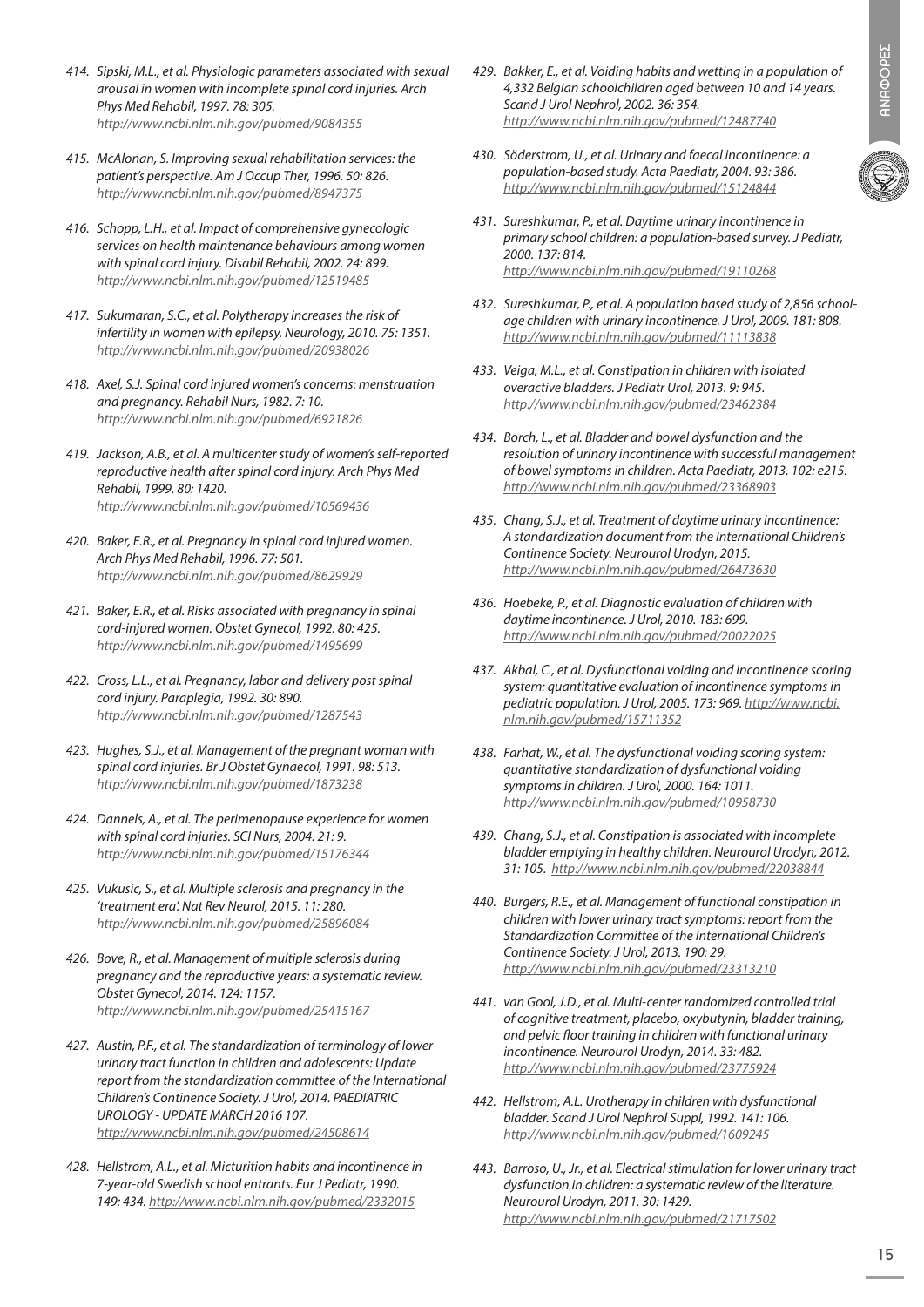414. *Sipski, M.L., et al. Physiologic parameters associated with sexual arousal in women with incomplete spinal cord injuries. Arch Phys Med Rehabil, 1997. 78: 305.*
*http://www.ncbi.nlm.nih.gov/pubmed/9084355*

415. *McAlonan, S. Improving sexual rehabilitation services: the patient's perspective. Am J Occup Ther, 1996. 50: 826.*
*http://www.ncbi.nlm.nih.gov/pubmed/8947375*

416. *Schopp, L.H., et al. Impact of comprehensive gynecologic services on health maintenance behaviours among women with spinal cord injury. Disabil Rehabil, 2002. 24: 899.*
*http://www.ncbi.nlm.nih.gov/pubmed/12519485*

417. *Sukumaran, S.C., et al. Polytherapy increases the risk of infertility in women with epilepsy. Neurology, 2010. 75: 1351.*
*http://www.ncbi.nlm.nih.gov/pubmed/20938026*

418. *Axel, S.J. Spinal cord injured women's concerns: menstruation and pregnancy. Rehabil Nurs, 1982. 7: 10.*
*http://www.ncbi.nlm.nih.gov/pubmed/6921826*

419. *Jackson, A.B., et al. A multicenter study of women's self-reported reproductive health after spinal cord injury. Arch Phys Med Rehabil, 1999. 80: 1420.*
*http://www.ncbi.nlm.nih.gov/pubmed/10569436*

420. *Baker, E.R., et al. Pregnancy in spinal cord injured women. Arch Phys Med Rehabil, 1996. 77: 501.*
*http://www.ncbi.nlm.nih.gov/pubmed/8629929*

421. *Baker, E.R., et al. Risks associated with pregnancy in spinal cord-injured women. Obstet Gynecol, 1992. 80: 425.*
*http://www.ncbi.nlm.nih.gov/pubmed/1495699*

422. *Cross, L.L., et al. Pregnancy, labor and delivery post spinal cord injury. Paraplegia, 1992. 30: 890.*
*http://www.ncbi.nlm.nih.gov/pubmed/1287543*

423. *Hughes, S.J., et al. Management of the pregnant woman with spinal cord injuries. Br J Obstet Gynaecol, 1991. 98: 513.*
*http://www.ncbi.nlm.nih.gov/pubmed/1873238*

424. *Dannels, A., et al. The perimenopause experience for women with spinal cord injuries. SCI Nurs, 2004. 21: 9.*
*http://www.ncbi.nlm.nih.gov/pubmed/15176344*

425. *Vukusic, S., et al. Multiple sclerosis and pregnancy in the 'treatment era'. Nat Rev Neurol, 2015. 11: 280.*
*http://www.ncbi.nlm.nih.gov/pubmed/25896084*

426. *Bove, R., et al. Management of multiple sclerosis during pregnancy and the reproductive years: a systematic review. Obstet Gynecol, 2014. 124: 1157.*
*http://www.ncbi.nlm.nih.gov/pubmed/25415167*

427. *Austin, P.F., et al. The standardization of terminology of lower urinary tract function in children and adolescents: Update report from the standardization committee of the International Children's Continence Society. J Urol, 2014. PAEDIATRIC UROLOGY - UPDATE MARCH 2016 107.*
*http://www.ncbi.nlm.nih.gov/pubmed/24508614*

428. *Hellstrom, A.L., et al. Micturition habits and incontinence in 7-year-old Swedish school entrants. Eur J Pediatr, 1990. 149: 434. http://www.ncbi.nlm.nih.gov/pubmed/2332015*

429. *Bakker, E., et al. Voiding habits and wetting in a population of 4,332 Belgian schoolchildren aged between 10 and 14 years. Scand J Urol Nephrol, 2002. 36: 354.*
*http://www.ncbi.nlm.nih.gov/pubmed/12487740*

430. *Söderstrom, U., et al. Urinary and faecal incontinence: a population-based study. Acta Paediatr, 2004. 93: 386.*
*http://www.ncbi.nlm.nih.gov/pubmed/15124844*

431. *Sureshkumar, P., et al. Daytime urinary incontinence in primary school children: a population-based survey. J Pediatr, 2000. 137: 814.*
*http://www.ncbi.nlm.nih.gov/pubmed/19110268*

432. *Sureshkumar, P., et al. A population based study of 2,856 school-age children with urinary incontinence. J Urol, 2009. 181: 808.*
*http://www.ncbi.nlm.nih.gov/pubmed/11113838*

433. *Veiga, M.L., et al. Constipation in children with isolated overactive bladders. J Pediatr Urol, 2013. 9: 945.*
*http://www.ncbi.nlm.nih.gov/pubmed/23462384*

434. *Borch, L., et al. Bladder and bowel dysfunction and the resolution of urinary incontinence with successful management of bowel symptoms in children. Acta Paediatr, 2013. 102: e215.*
*http://www.ncbi.nlm.nih.gov/pubmed/23368903*

435. *Chang, S.J., et al. Treatment of daytime urinary incontinence: A standardization document from the International Children's Continence Society. Neurourol Urodyn, 2015.*
*http://www.ncbi.nlm.nih.gov/pubmed/26473630*

436. *Hoebeke, P., et al. Diagnostic evaluation of children with daytime incontinence. J Urol, 2010. 183: 699.*
*http://www.ncbi.nlm.nih.gov/pubmed/20022025*

437. *Akbal, C., et al. Dysfunctional voiding and incontinence scoring system: quantitative evaluation of incontinence symptoms in pediatric population. J Urol, 2005. 173: 969. http://www.ncbi.nlm.nih.gov/pubmed/15711352*

438. *Farhat, W., et al. The dysfunctional voiding scoring system: quantitative standardization of dysfunctional voiding symptoms in children. J Urol, 2000. 164: 1011.*
*http://www.ncbi.nlm.nih.gov/pubmed/10958730*

439. *Chang, S.J., et al. Constipation is associated with incomplete bladder emptying in healthy children. Neurourol Urodyn, 2012. 31: 105. http://www.ncbi.nlm.nih.gov/pubmed/22038844*

440. *Burgers, R.E., et al. Management of functional constipation in children with lower urinary tract symptoms: report from the Standardization Committee of the International Children's Continence Society. J Urol, 2013. 190: 29.*
*http://www.ncbi.nlm.nih.gov/pubmed/23313210*

441. *van Gool, J.D., et al. Multi-center randomized controlled trial of cognitive treatment, placebo, oxybutynin, bladder training, and pelvic floor training in children with functional urinary incontinence. Neurourol Urodyn, 2014. 33: 482.*
*http://www.ncbi.nlm.nih.gov/pubmed/23775924*

442. *Hellstrom, A.L. Urotherapy in children with dysfunctional bladder. Scand J Urol Nephrol Suppl, 1992. 141: 106.*
*http://www.ncbi.nlm.nih.gov/pubmed/1609245*

443. *Barroso, U., Jr., et al. Electrical stimulation for lower urinary tract dysfunction in children: a systematic review of the literature. Neurourol Urodyn, 2011. 30: 1429.*
*http://www.ncbi.nlm.nih.gov/pubmed/21717502*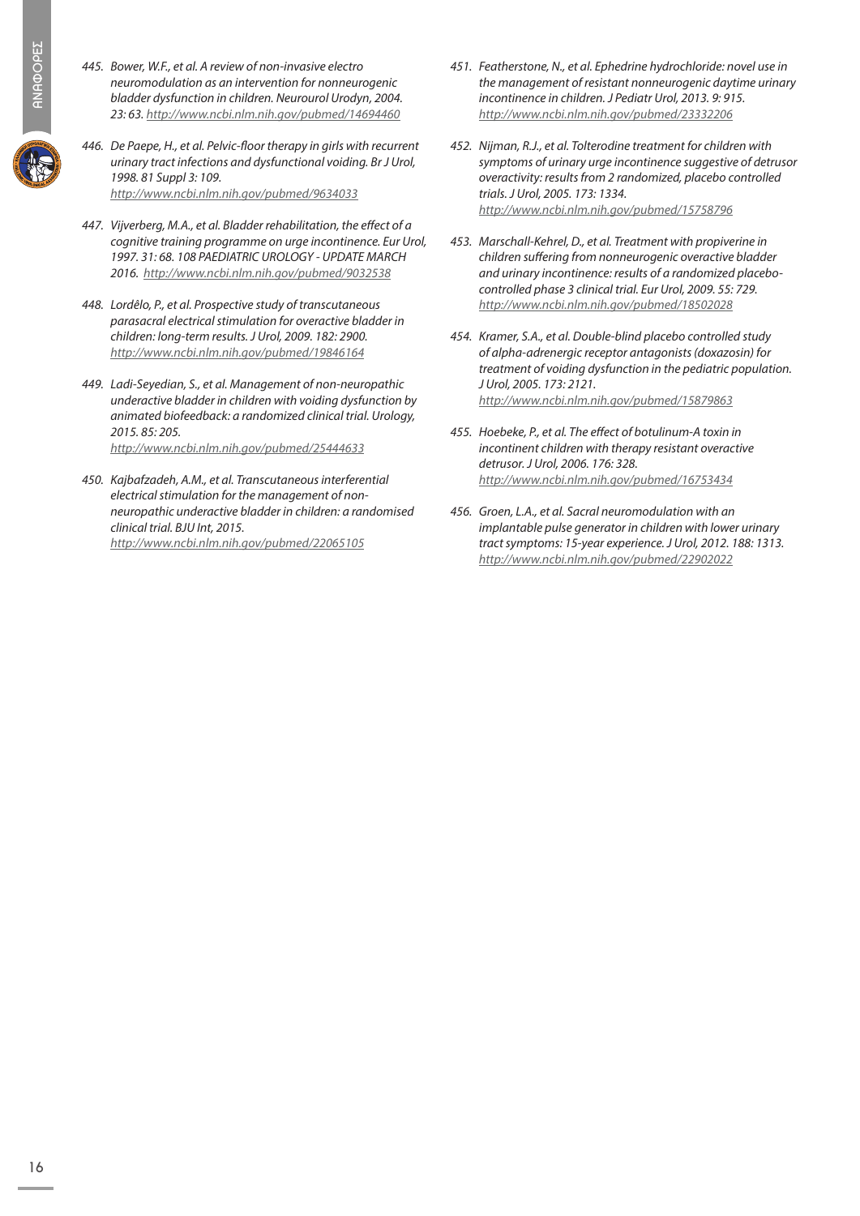445. *Bower, W.F., et al. A review of non-invasive electro neuromodulation as an intervention for nonneurogenic bladder dysfunction in children. Neurourol Urodyn, 2004. 23: 63. http://www.ncbi.nlm.nih.gov/pubmed/14694460*

446. *De Paepe, H., et al. Pelvic-floor therapy in girls with recurrent urinary tract infections and dysfunctional voiding. Br J Urol, 1998. 81 Suppl 3: 109. http://www.ncbi.nlm.nih.gov/pubmed/9634033*

447. *Vijverberg, M.A., et al. Bladder rehabilitation, the effect of a cognitive training programme on urge incontinence. Eur Urol, 1997. 31: 68. 108 PAEDIATRIC UROLOGY - UPDATE MARCH 2016. http://www.ncbi.nlm.nih.gov/pubmed/9032538*

448. *Lordêlo, P., et al. Prospective study of transcutaneous parasacral electrical stimulation for overactive bladder in children: long-term results. J Urol, 2009. 182: 2900. http://www.ncbi.nlm.nih.gov/pubmed/19846164*

449. *Ladi-Seyedian, S., et al. Management of non-neuropathic underactive bladder in children with voiding dysfunction by animated biofeedback: a randomized clinical trial. Urology, 2015. 85: 205. http://www.ncbi.nlm.nih.gov/pubmed/25444633*

450. *Kajbafzadeh, A.M., et al. Transcutaneous interferential electrical stimulation for the management of non-neuropathic underactive bladder in children: a randomised clinical trial. BJU Int, 2015. http://www.ncbi.nlm.nih.gov/pubmed/22065105*

451. *Featherstone, N., et al. Ephedrine hydrochloride: novel use in the management of resistant nonneurogenic daytime urinary incontinence in children. J Pediatr Urol, 2013. 9: 915. http://www.ncbi.nlm.nih.gov/pubmed/23332206*

452. *Nijman, R.J., et al. Tolterodine treatment for children with symptoms of urinary urge incontinence suggestive of detrusor overactivity: results from 2 randomized, placebo controlled trials. J Urol, 2005. 173: 1334. http://www.ncbi.nlm.nih.gov/pubmed/15758796*

453. *Marschall-Kehrel, D., et al. Treatment with propiverine in children suffering from nonneurogenic overactive bladder and urinary incontinence: results of a randomized placebo-controlled phase 3 clinical trial. Eur Urol, 2009. 55: 729. http://www.ncbi.nlm.nih.gov/pubmed/18502028*

454. *Kramer, S.A., et al. Double-blind placebo controlled study of alpha-adrenergic receptor antagonists (doxazosin) for treatment of voiding dysfunction in the pediatric population. J Urol, 2005. 173: 2121. http://www.ncbi.nlm.nih.gov/pubmed/15879863*

455. *Hoebeke, P., et al. The effect of botulinum-A toxin in incontinent children with therapy resistant overactive detrusor. J Urol, 2006. 176: 328. http://www.ncbi.nlm.nih.gov/pubmed/16753434*

456. *Groen, L.A., et al. Sacral neuromodulation with an implantable pulse generator in children with lower urinary tract symptoms: 15-year experience. J Urol, 2012. 188: 1313. http://www.ncbi.nlm.nih.gov/pubmed/22902022*